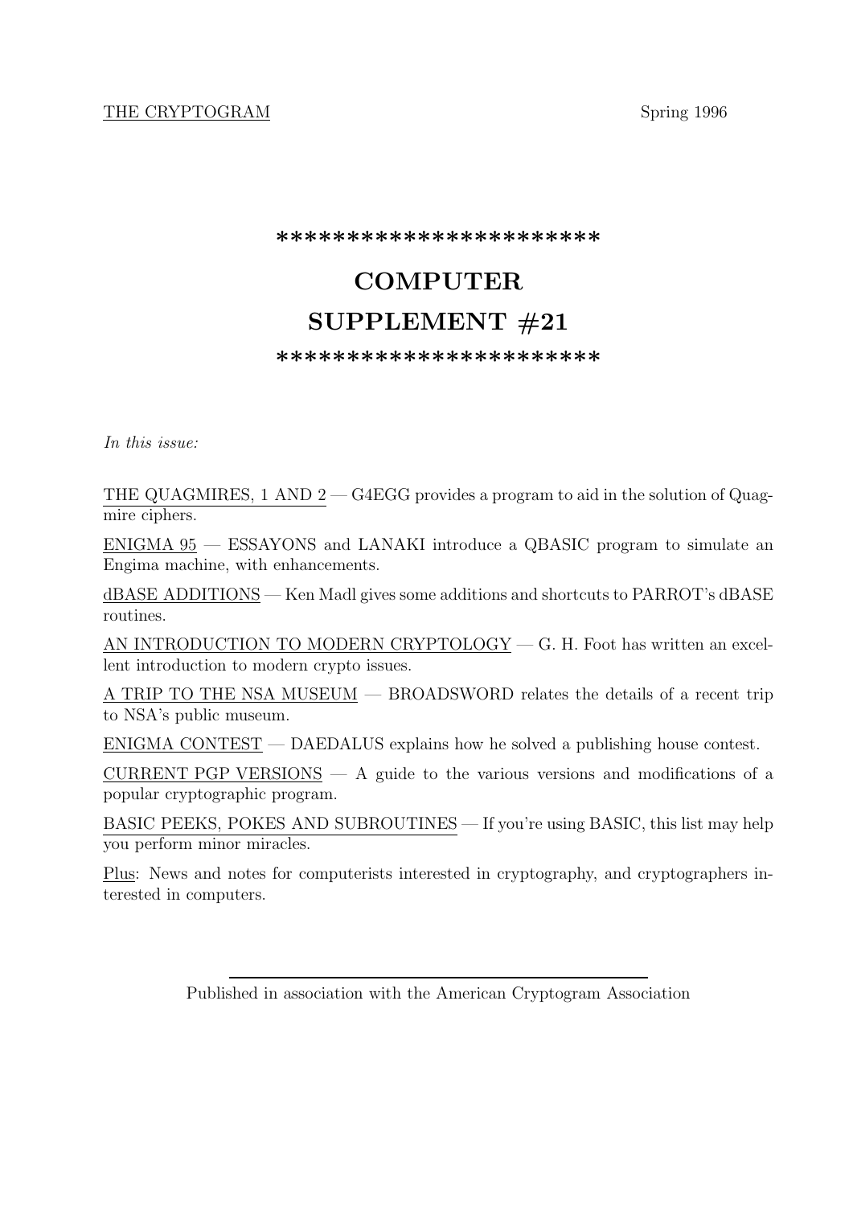THE CRYPTOGRAM Spring 1996

*************************

# COMPUTER SUPPLEMENT #21

*************************

*In this issue:*

THE QUAGMIRES, 1 AND 2 — G4EGG provides a program to aid in the solution of Quagmire ciphers.

ENIGMA 95 — ESSAYONS and LANAKI introduce a QBASIC program to simulate an Engima machine, with enhancements.

dBASE ADDITIONS — Ken Madl gives some additions and shortcuts to PARROT's dBASE routines.

AN INTRODUCTION TO MODERN CRYPTOLOGY — G. H. Foot has written an excellent introduction to modern crypto issues.

A TRIP TO THE NSA MUSEUM — BROADSWORD relates the details of a recent trip to NSA's public museum.

ENIGMA CONTEST — DAEDALUS explains how he solved a publishing house contest.

CURRENT PGP VERSIONS — A guide to the various versions and modifications of a popular cryptographic program.

BASIC PEEKS, POKES AND SUBROUTINES — If you're using BASIC, this list may help you perform minor miracles.

Plus: News and notes for computerists interested in cryptography, and cryptographers interested in computers.

---

Published in association with the American Cryptogram Association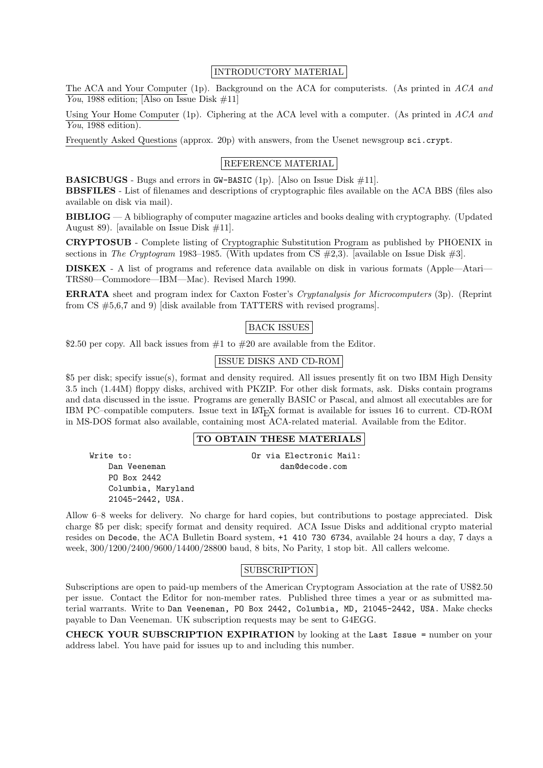## INTRODUCTORY MATERIAL

The ACA and Your Computer (1p). Background on the ACA for computerists. (As printed in *ACA and You*, 1988 edition; [Also on Issue Disk #11]

Using Your Home Computer (1p). Ciphering at the ACA level with a computer. (As printed in *ACA and You*, 1988 edition).

Frequently Asked Questions (approx. 20p) with answers, from the Usenet newsgroup `sci.crypt`.

## REFERENCE MATERIAL

**BASICBUGS** - Bugs and errors in `GW-BASIC` (1p). [Also on Issue Disk #11].

**BBSFILES** - List of filenames and descriptions of cryptographic files available on the ACA BBS (files also available on disk via mail).

**BIBLIOG** — A bibliography of computer magazine articles and books dealing with cryptography. (Updated August 89). [available on Issue Disk #11].

**CRYPTOSUB** - Complete listing of Cryptographic Substitution Program as published by PHOENIX in sections in *The Cryptogram* 1983–1985. (With updates from CS #2,3). [available on Issue Disk #3].

**DISKEX** - A list of programs and reference data available on disk in various formats (Apple—Atari—TRS80—Commodore—IBM—Mac). Revised March 1990.

**ERRATA** sheet and program index for Caxton Foster's *Cryptanalysis for Microcomputers* (3p). (Reprint from CS #5,6,7 and 9) [disk available from TATTERS with revised programs].

## BACK ISSUES

$2.50 per copy. All back issues from #1 to #20 are available from the Editor.

## ISSUE DISKS AND CD-ROM

$5 per disk; specify issue(s), format and density required. All issues presently fit on two IBM High Density 3.5 inch (1.44M) floppy disks, archived with PKZIP. For other disk formats, ask. Disks contain programs and data discussed in the issue. Programs are generally BASIC or Pascal, and almost all executables are for IBM PC–compatible computers. Issue text in LaTeX format is available for issues 16 to current. CD-ROM in MS-DOS format also available, containing most ACA-related material. Available from the Editor.

## TO OBTAIN THESE MATERIALS

```
Write to:                          Or via Electronic Mail:
    Dan Veeneman                          dan@decode.com
    PO Box 2442
    Columbia, Maryland
    21045-2442, USA.
```

Allow 6–8 weeks for delivery. No charge for hard copies, but contributions to postage appreciated. Disk charge $5 per disk; specify format and density required. ACA Issue Disks and additional crypto material resides on `Decode`, the ACA Bulletin Board system, `+1 410 730 6734`, available 24 hours a day, 7 days a week, 300/1200/2400/9600/14400/28800 baud, 8 bits, No Parity, 1 stop bit. All callers welcome.

## SUBSCRIPTION

Subscriptions are open to paid-up members of the American Cryptogram Association at the rate of US$2.50 per issue. Contact the Editor for non-member rates. Published three times a year or as submitted material warrants. Write to `Dan Veeneman, PO Box 2442, Columbia, MD, 21045-2442, USA.` Make checks payable to Dan Veeneman. UK subscription requests may be sent to G4EGG.

**CHECK YOUR SUBSCRIPTION EXPIRATION** by looking at the `Last Issue =` number on your address label. You have paid for issues up to and including this number.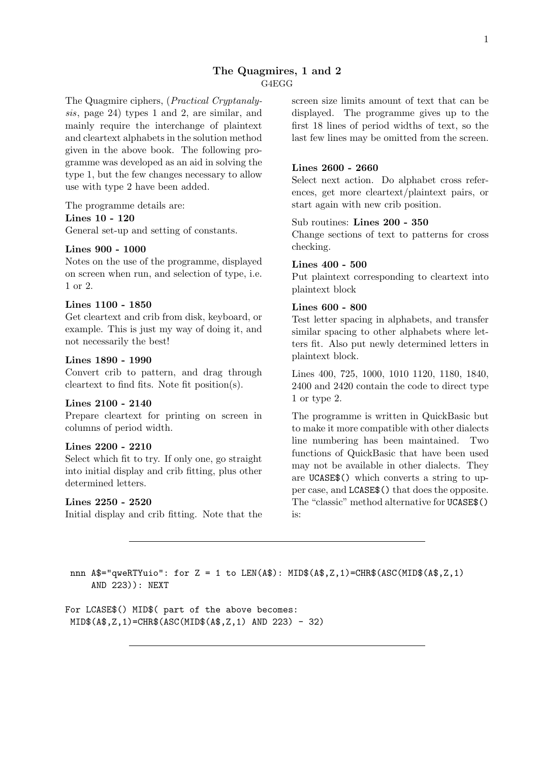## The Quagmires, 1 and 2

G4EGG

The Quagmire ciphers, (*Practical Cryptanalysis*, page 24) types 1 and 2, are similar, and mainly require the interchange of plaintext and cleartext alphabets in the solution method given in the above book. The following programme was developed as an aid in solving the type 1, but the few changes necessary to allow use with type 2 have been added.

The programme details are:

**Lines 10 - 120**
General set-up and setting of constants.

**Lines 900 - 1000**
Notes on the use of the programme, displayed on screen when run, and selection of type, i.e. 1 or 2.

**Lines 1100 - 1850**
Get cleartext and crib from disk, keyboard, or example. This is just my way of doing it, and not necessarily the best!

**Lines 1890 - 1990**
Convert crib to pattern, and drag through cleartext to find fits. Note fit position(s).

**Lines 2100 - 2140**
Prepare cleartext for printing on screen in columns of period width.

**Lines 2200 - 2210**
Select which fit to try. If only one, go straight into initial display and crib fitting, plus other determined letters.

**Lines 2250 - 2520**
Initial display and crib fitting. Note that the screen size limits amount of text that can be displayed. The programme gives up to the first 18 lines of period widths of text, so the last few lines may be omitted from the screen.

**Lines 2600 - 2660**
Select next action. Do alphabet cross references, get more cleartext/plaintext pairs, or start again with new crib position.

Sub routines: **Lines 200 - 350**
Change sections of text to patterns for cross checking.

**Lines 400 - 500**
Put plaintext corresponding to cleartext into plaintext block

**Lines 600 - 800**
Test letter spacing in alphabets, and transfer similar spacing to other alphabets where letters fit. Also put newly determined letters in plaintext block.

Lines 400, 725, 1000, 1010 1120, 1180, 1840, 2400 and 2420 contain the code to direct type 1 or type 2.

The programme is written in QuickBasic but to make it more compatible with other dialects line numbering has been maintained. Two functions of QuickBasic that have been used may not be available in other dialects. They are `UCASE$()` which converts a string to upper case, and `LCASE$()` that does the opposite. The "classic" method alternative for `UCASE$()` is:

---

```
nnn A$="qweRTYuio": for Z = 1 to LEN(A$): MID$(A$,Z,1)=CHR$(ASC(MID$(A$,Z,1)
    AND 223)): NEXT
```

```
For LCASE$() MID$( part of the above becomes:
 MID$(A$,Z,1)=CHR$(ASC(MID$(A$,Z,1) AND 223) - 32)
```

---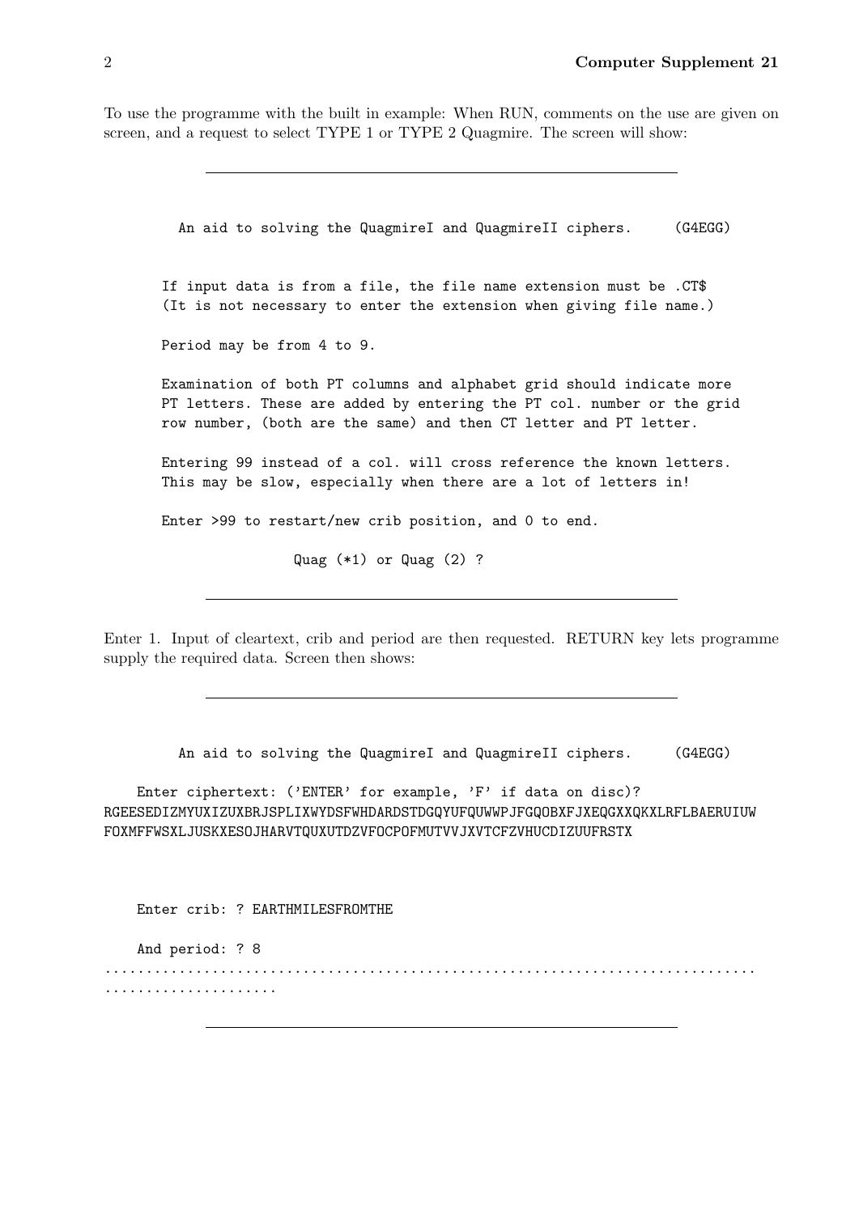To use the programme with the built in example: When RUN, comments on the use are given on screen, and a request to select TYPE 1 or TYPE 2 Quagmire. The screen will show:

---

```
  An aid to solving the QuagmireI and QuagmireII ciphers.     (G4EGG)


If input data is from a file, the file name extension must be .CT$
(It is not necessary to enter the extension when giving file name.)

Period may be from 4 to 9.

Examination of both PT columns and alphabet grid should indicate more
PT letters. These are added by entering the PT col. number or the grid
row number, (both are the same) and then CT letter and PT letter.

Entering 99 instead of a col. will cross reference the known letters.
This may be slow, especially when there are a lot of letters in!

Enter >99 to restart/new crib position, and 0 to end.

                Quag (*1) or Quag (2) ?
```

---

Enter 1. Input of cleartext, crib and period are then requested. RETURN key lets programme supply the required data. Screen then shows:

---

```
        An aid to solving the QuagmireI and QuagmireII ciphers.     (G4EGG)

    Enter ciphertext: ('ENTER' for example, 'F' if data on disc)?
RGEESEDIZMYUXIZUXBRJSPLIXWYDSFWHDARDSTDGQYUFQUWWPJFGQOBXFJXEQGXXQKXLRFLBAERUIUW
FOXMFFWSXLJUSKXESOJHARVTQUXUTDZVFOCPOFMUTVVJXVTCFZVHUCDIZUUFRSTX


    Enter crib: ? EARTHMILESFROMTHE

    And period: ? 8
...............................................................................
....................
```

---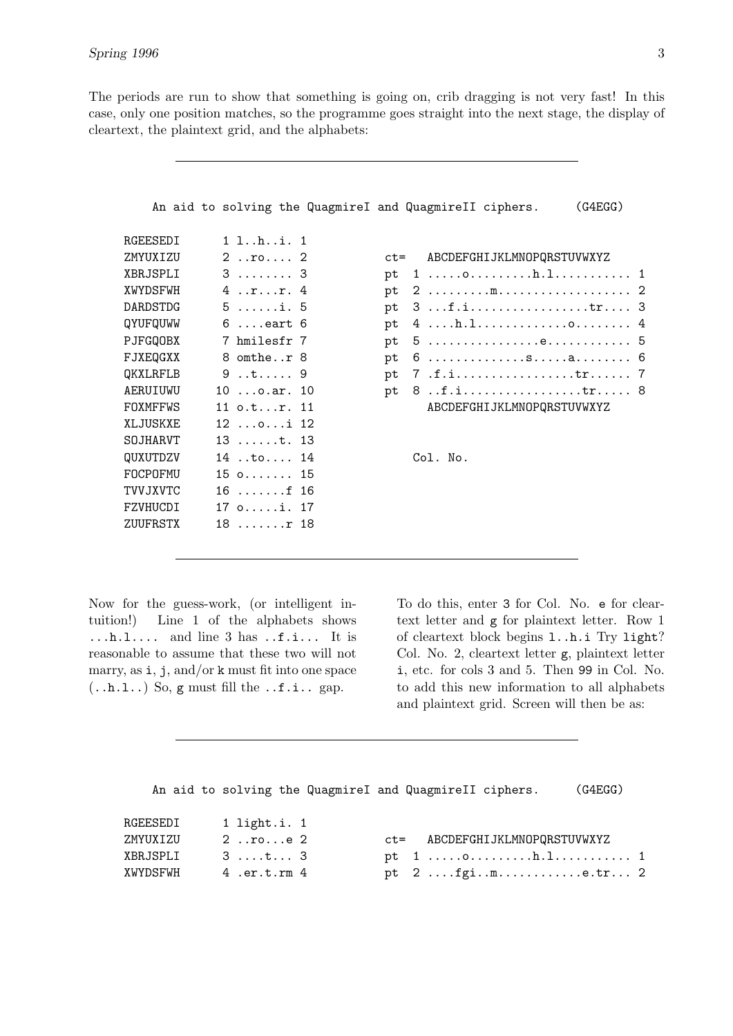The periods are run to show that something is going on, crib dragging is not very fast! In this case, only one position matches, so the programme goes straight into the next stage, the display of cleartext, the plaintext grid, and the alphabets:

---

```
     An aid to solving the QuagmireI and QuagmireII ciphers.     (G4EGG)

 RGEESEDI      1 l..h..i. 1
 ZMYUXIZU      2 ..ro.... 2        ct=   ABCDEFGHIJKLMNOPQRSTUVWXYZ
 XBRJSPLI      3 ........ 3        pt  1 .....o.........h.l........... 1
 XWYDSFWH      4 ..r...r. 4        pt  2 .........m................... 2
 DARDSTDG      5 ......i. 5        pt  3 ...f.i.................tr.... 3
 QYUFQUWW      6 ....eart 6        pt  4 ....h.l.............o........ 4
 PJFGQOBX      7 hmilesfr 7        pt  5 ................e............ 5
 FJXEQGXX      8 omthe..r 8        pt  6 ..............s.....a........ 6
 QKXLRFLB      9 ..t..... 9        pt  7 .f.i.................tr...... 7
 AERUIUWU     10 ...o.ar. 10       pt  8 ..f.i.................tr..... 8
 FOXMFFWS     11 o.t...r. 11             ABCDEFGHIJKLMNOPQRSTUVWXYZ
 XLJUSKXE     12 ...o...i 12
 SOJHARVT     13 ......t. 13
 QUXUTDZV     14 ..to.... 14             Col. No.
 FOCPOFMU     15 o....... 15
 TVVJXVTC     16 .......f 16
 FZVHUCDI     17 o.....i. 17
 ZUUFRSTX     18 .......r 18
```

---

Now for the guess-work, (or intelligent intuition!) Line 1 of the alphabets shows `...h.l....` and line 3 has `..f.i...` It is reasonable to assume that these two will not marry, as `i`, `j`, and/or `k` must fit into one space (`..h.l..`) So, `g` must fill the `..f.i..` gap.

To do this, enter `3` for Col. No. `e` for cleartext letter and `g` for plaintext letter. Row 1 of cleartext block begins `l..h.i` Try `light`? Col. No. 2, cleartext letter `g`, plaintext letter `i`, etc. for cols 3 and 5. Then `99` in Col. No. to add this new information to all alphabets and plaintext grid. Screen will then be as:

---

```
     An aid to solving the QuagmireI and QuagmireII ciphers.     (G4EGG)

 RGEESEDI      1 light.i. 1
 ZMYUXIZU      2 ..ro...e 2        ct=   ABCDEFGHIJKLMNOPQRSTUVWXYZ
 XBRJSPLI      3 ....t... 3        pt  1 .....o.........h.l........... 1
 XWYDSFWH      4 .er.t.rm 4        pt  2 ....fgi..m............e.tr... 2
```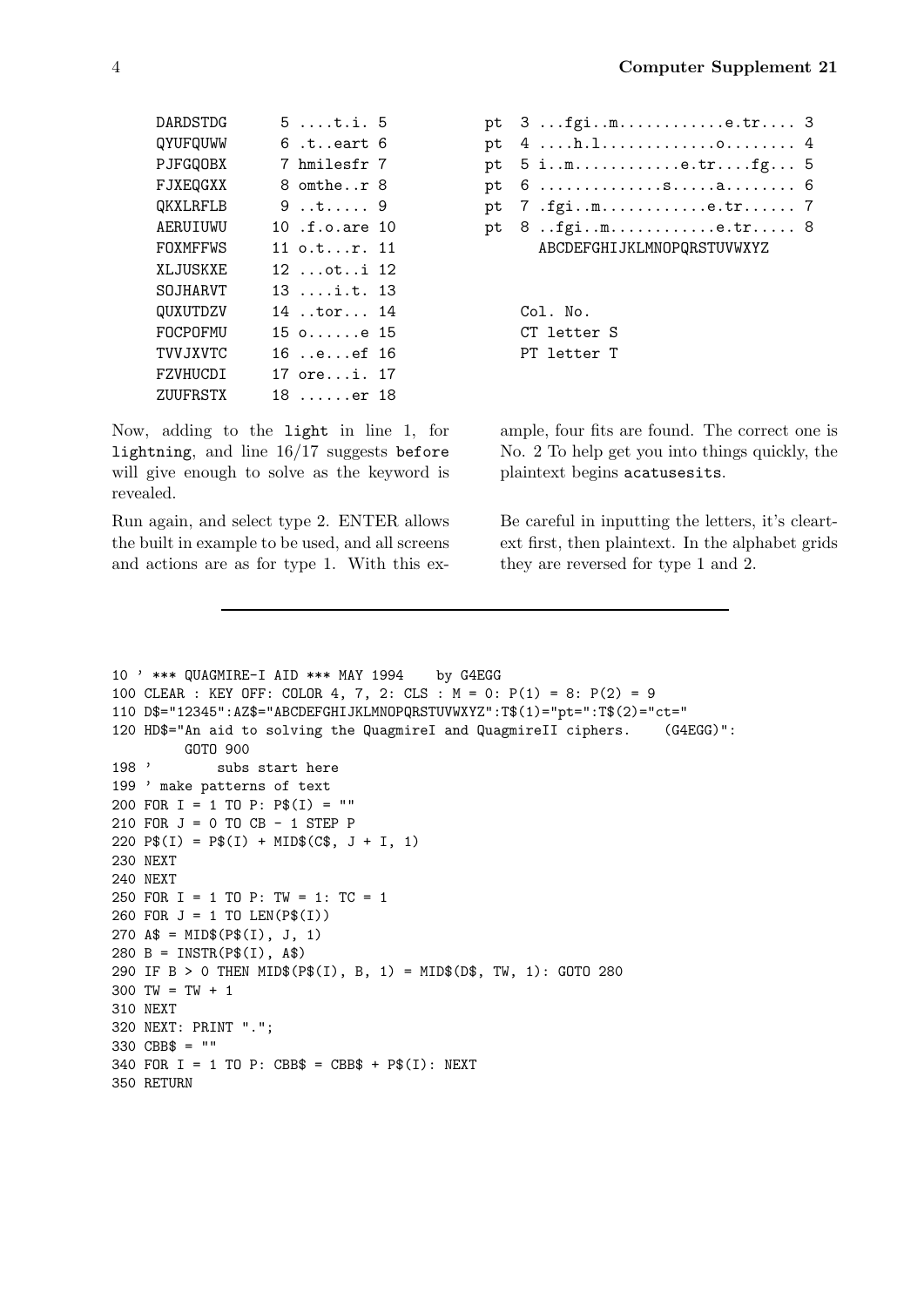```
DARDSTDG      5 ....t.i. 5
QYUFQUWW      6 .t..eart 6
PJFGQOBX      7 hmilesfr 7
FJXEQGXX      8 omthe..r 8
QKXLRFLB      9 ..t..... 9
AERUIUWU     10 .f.o.are 10
FOXMFFWS     11 o.t...r. 11
XLJUSKXE     12 ...ot..i 12
SOJHARVT     13 ....i.t. 13
QUXUTDZV     14 ..tor... 14
FOCPOFMU     15 o......e 15
TVVJXVTC     16 ..e...ef 16
FZVHUCDI     17 ore...i. 17
ZUUFRSTX     18 ......er 18
```

```
pt  3 ...fgi..m............e.tr.... 3
pt  4 ....h.l.............o........ 4
pt  5 i..m............e.tr....fg... 5
pt  6 ..............s.....a........ 6
pt  7 .fgi..m............e.tr...... 7
pt  8 ..fgi..m............e.tr..... 8
      ABCDEFGHIJKLMNOPQRSTUVWXYZ


    Col. No.
    CT letter S
    PT letter T
```

Now, adding to the light in line 1, for lightning, and line 16/17 suggests before will give enough to solve as the keyword is revealed.

Run again, and select type 2. ENTER allows the built in example to be used, and all screens and actions are as for type 1. With this example, four fits are found. The correct one is No. 2 To help get you into things quickly, the plaintext begins acatusesits.

Be careful in inputting the letters, it's cleartext first, then plaintext. In the alphabet grids they are reversed for type 1 and 2.

---

```
10 ' *** QUAGMIRE-I AID *** MAY 1994    by G4EGG
100 CLEAR : KEY OFF: COLOR 4, 7, 2: CLS : M = 0: P(1) = 8: P(2) = 9
110 D$="12345":AZ$="ABCDEFGHIJKLMNOPQRSTUVWXYZ":T$(1)="pt=":T$(2)="ct="
120 HD$="An aid to solving the QuagmireI and QuagmireII ciphers.    (G4EGG)":
       GOTO 900
198 '        subs start here
199 ' make patterns of text
200 FOR I = 1 TO P: P$(I) = ""
210 FOR J = 0 TO CB - 1 STEP P
220 P$(I) = P$(I) + MID$(C$, J + I, 1)
230 NEXT
240 NEXT
250 FOR I = 1 TO P: TW = 1: TC = 1
260 FOR J = 1 TO LEN(P$(I))
270 A$ = MID$(P$(I), J, 1)
280 B = INSTR(P$(I), A$)
290 IF B > 0 THEN MID$(P$(I), B, 1) = MID$(D$, TW, 1): GOTO 280
300 TW = TW + 1
310 NEXT
320 NEXT: PRINT ".";
330 CBB$ = ""
340 FOR I = 1 TO P: CBB$ = CBB$ + P$(I): NEXT
350 RETURN
```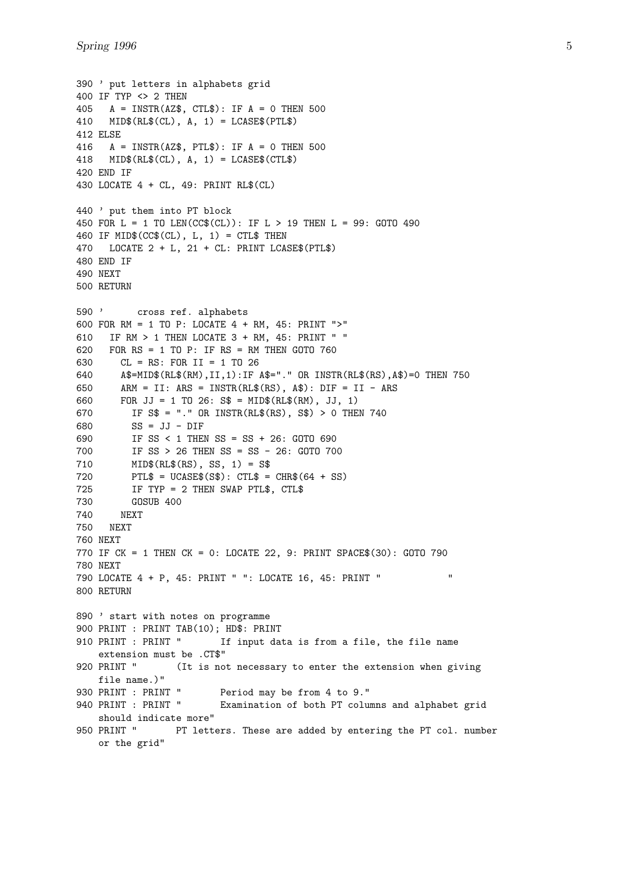```
390 ' put letters in alphabets grid
400 IF TYP <> 2 THEN
405   A = INSTR(AZ$, CTL$): IF A = 0 THEN 500
410   MID$(RL$(CL), A, 1) = LCASE$(PTL$)
412 ELSE
416   A = INSTR(AZ$, PTL$): IF A = 0 THEN 500
418   MID$(RL$(CL), A, 1) = LCASE$(CTL$)
420 END IF
430 LOCATE 4 + CL, 49: PRINT RL$(CL)

440 ' put them into PT block
450 FOR L = 1 TO LEN(CC$(CL)): IF L > 19 THEN L = 99: GOTO 490
460 IF MID$(CC$(CL), L, 1) = CTL$ THEN
470   LOCATE 2 + L, 21 + CL: PRINT LCASE$(PTL$)
480 END IF
490 NEXT
500 RETURN

590 '       cross ref. alphabets
600 FOR RM = 1 TO P: LOCATE 4 + RM, 45: PRINT ">"
610   IF RM > 1 THEN LOCATE 3 + RM, 45: PRINT " "
620   FOR RS = 1 TO P: IF RS = RM THEN GOTO 760
630     CL = RS: FOR II = 1 TO 26
640     A$=MID$(RL$(RM),II,1):IF A$="." OR INSTR(RL$(RS),A$)=0 THEN 750
650     ARM = II: ARS = INSTR(RL$(RS), A$): DIF = II - ARS
660     FOR JJ = 1 TO 26: S$ = MID$(RL$(RM), JJ, 1)
670       IF S$ = "." OR INSTR(RL$(RS), S$) > 0 THEN 740
680       SS = JJ - DIF
690       IF SS < 1 THEN SS = SS + 26: GOTO 690
700       IF SS > 26 THEN SS = SS - 26: GOTO 700
710       MID$(RL$(RS), SS, 1) = S$
720       PTL$ = UCASE$(S$): CTL$ = CHR$(64 + SS)
725       IF TYP = 2 THEN SWAP PTL$, CTL$
730       GOSUB 400
740     NEXT
750   NEXT
760 NEXT
770 IF CK = 1 THEN CK = 0: LOCATE 22, 9: PRINT SPACE$(30): GOTO 790
780 NEXT
790 LOCATE 4 + P, 45: PRINT " ": LOCATE 16, 45: PRINT "            "
800 RETURN

890 ' start with notes on programme
900 PRINT : PRINT TAB(10); HD$: PRINT
910 PRINT : PRINT "       If input data is from a file, the file name
    extension must be .CT$"
920 PRINT "       (It is not necessary to enter the extension when giving
    file name.)"
930 PRINT : PRINT "       Period may be from 4 to 9."
940 PRINT : PRINT "       Examination of both PT columns and alphabet grid
    should indicate more"
950 PRINT "       PT letters. These are added by entering the PT col. number
    or the grid"
```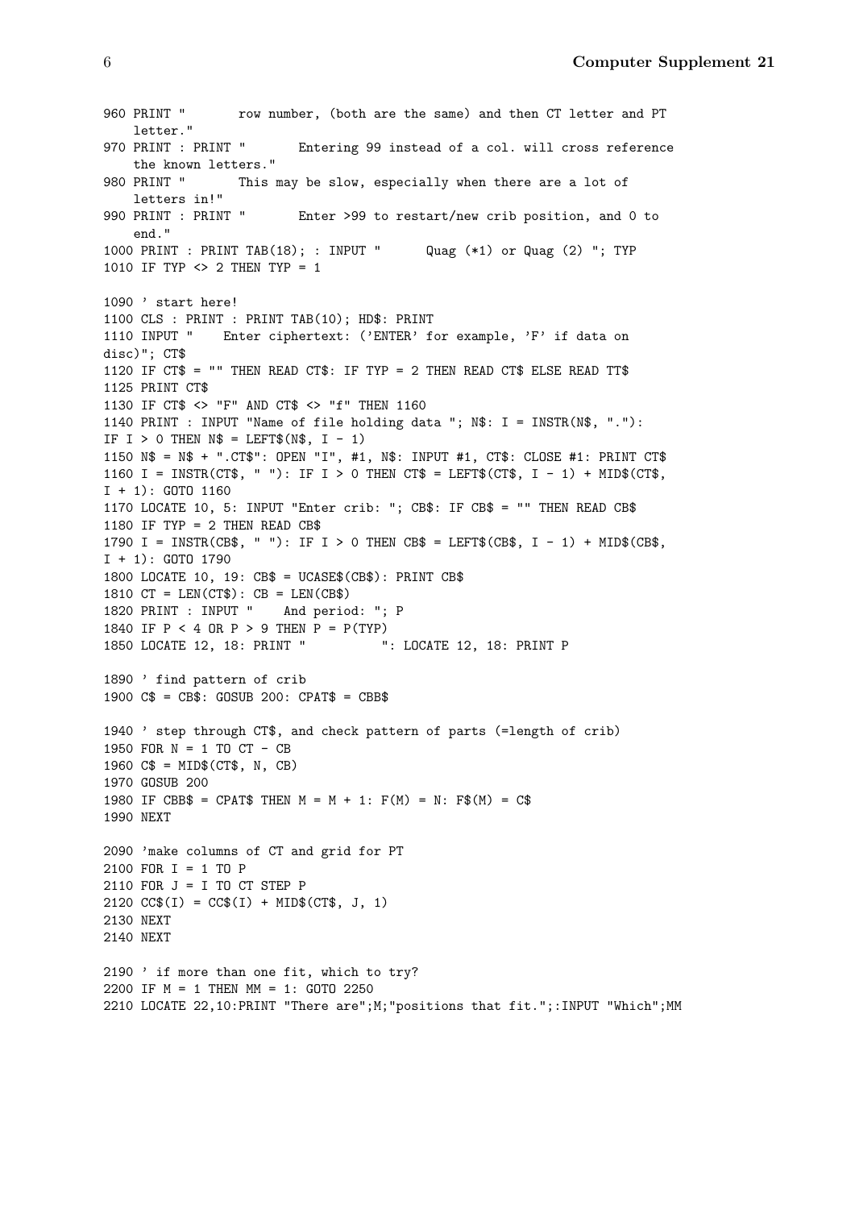```
960 PRINT "       row number, (both are the same) and then CT letter and PT
    letter."
970 PRINT : PRINT "       Entering 99 instead of a col. will cross reference
    the known letters."
980 PRINT "       This may be slow, especially when there are a lot of
    letters in!"
990 PRINT : PRINT "       Enter >99 to restart/new crib position, and 0 to
    end."
1000 PRINT : PRINT TAB(18); : INPUT "      Quag (*1) or Quag (2) "; TYP
1010 IF TYP <> 2 THEN TYP = 1

1090 ' start here!
1100 CLS : PRINT : PRINT TAB(10); HD$: PRINT
1110 INPUT "    Enter ciphertext: ('ENTER' for example, 'F' if data on
disc)"; CT$
1120 IF CT$ = "" THEN READ CT$: IF TYP = 2 THEN READ CT$ ELSE READ TT$
1125 PRINT CT$
1130 IF CT$ <> "F" AND CT$ <> "f" THEN 1160
1140 PRINT : INPUT "Name of file holding data "; N$: I = INSTR(N$, "."):
IF I > 0 THEN N$ = LEFT$(N$, I - 1)
1150 N$ = N$ + ".CT$": OPEN "I", #1, N$: INPUT #1, CT$: CLOSE #1: PRINT CT$
1160 I = INSTR(CT$, " "): IF I > 0 THEN CT$ = LEFT$(CT$, I - 1) + MID$(CT$,
I + 1): GOTO 1160
1170 LOCATE 10, 5: INPUT "Enter crib: "; CB$: IF CB$ = "" THEN READ CB$
1180 IF TYP = 2 THEN READ CB$
1790 I = INSTR(CB$, " "): IF I > 0 THEN CB$ = LEFT$(CB$, I - 1) + MID$(CB$,
I + 1): GOTO 1790
1800 LOCATE 10, 19: CB$ = UCASE$(CB$): PRINT CB$
1810 CT = LEN(CT$): CB = LEN(CB$)
1820 PRINT : INPUT "    And period: "; P
1840 IF P < 4 OR P > 9 THEN P = P(TYP)
1850 LOCATE 12, 18: PRINT "          ": LOCATE 12, 18: PRINT P

1890 ' find pattern of crib
1900 C$ = CB$: GOSUB 200: CPAT$ = CBB$

1940 ' step through CT$, and check pattern of parts (=length of crib)
1950 FOR N = 1 TO CT - CB
1960 C$ = MID$(CT$, N, CB)
1970 GOSUB 200
1980 IF CBB$ = CPAT$ THEN M = M + 1: F(M) = N: F$(M) = C$
1990 NEXT

2090 'make columns of CT and grid for PT
2100 FOR I = 1 TO P
2110 FOR J = I TO CT STEP P
2120 CC$(I) = CC$(I) + MID$(CT$, J, 1)
2130 NEXT
2140 NEXT

2190 ' if more than one fit, which to try?
2200 IF M = 1 THEN MM = 1: GOTO 2250
2210 LOCATE 22,10:PRINT "There are";M;"positions that fit.";:INPUT "Which";MM
```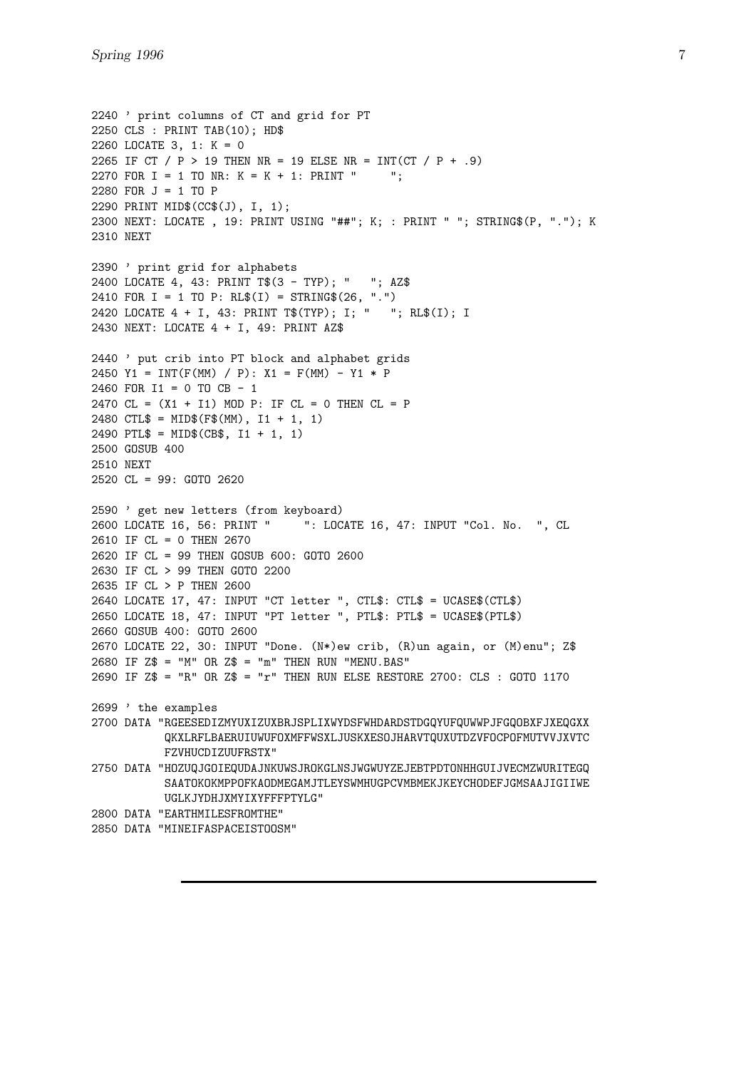```
2240 ' print columns of CT and grid for PT
2250 CLS : PRINT TAB(10); HD$
2260 LOCATE 3, 1: K = 0
2265 IF CT / P > 19 THEN NR = 19 ELSE NR = INT(CT / P + .9)
2270 FOR I = 1 TO NR: K = K + 1: PRINT "     ";
2280 FOR J = 1 TO P
2290 PRINT MID$(CC$(J), I, 1);
2300 NEXT: LOCATE , 19: PRINT USING "##"; K; : PRINT " "; STRING$(P, "."); K
2310 NEXT

2390 ' print grid for alphabets
2400 LOCATE 4, 43: PRINT T$(3 - TYP); "   "; AZ$
2410 FOR I = 1 TO P: RL$(I) = STRING$(26, ".")
2420 LOCATE 4 + I, 43: PRINT T$(TYP); I; "   "; RL$(I); I
2430 NEXT: LOCATE 4 + I, 49: PRINT AZ$

2440 ' put crib into PT block and alphabet grids
2450 Y1 = INT(F(MM) / P): X1 = F(MM) - Y1 * P
2460 FOR I1 = 0 TO CB - 1
2470 CL = (X1 + I1) MOD P: IF CL = 0 THEN CL = P
2480 CTL$ = MID$(F$(MM), I1 + 1, 1)
2490 PTL$ = MID$(CB$, I1 + 1, 1)
2500 GOSUB 400
2510 NEXT
2520 CL = 99: GOTO 2620

2590 ' get new letters (from keyboard)
2600 LOCATE 16, 56: PRINT "     ": LOCATE 16, 47: INPUT "Col. No.  ", CL
2610 IF CL = 0 THEN 2670
2620 IF CL = 99 THEN GOSUB 600: GOTO 2600
2630 IF CL > 99 THEN GOTO 2200
2635 IF CL > P THEN 2600
2640 LOCATE 17, 47: INPUT "CT letter ", CTL$: CTL$ = UCASE$(CTL$)
2650 LOCATE 18, 47: INPUT "PT letter ", PTL$: PTL$ = UCASE$(PTL$)
2660 GOSUB 400: GOTO 2600
2670 LOCATE 22, 30: INPUT "Done. (N*)ew crib, (R)un again, or (M)enu"; Z$
2680 IF Z$ = "M" OR Z$ = "m" THEN RUN "MENU.BAS"
2690 IF Z$ = "R" OR Z$ = "r" THEN RUN ELSE RESTORE 2700: CLS : GOTO 1170

2699 ' the examples
2700 DATA "RGEESEDIZMYUXIZUXBRJSPLIXWYDSFWHDARDSTDGQYUFQUWWPJFGQOBXFJXEQGXX
          QKXLRFLBAERUIUWUFOXMFFWSXLJUSKXESOJHARVTQUXUTDZVFOCPOFMUTVVJXVTC
          FZVHUCDIZUUFRSTX"
2750 DATA "HOZUQJGOIEQUDAJNKUWSJROKGLNSJWGWUYZEJEBTPDTONHHGUIJVECMZWURITEGQ
          SAATOKOKMPPOFKAODMEGAMJTLEYSWMHUGPCVMBMEKJKEYCHODEFJGMSAAJIGIIWE
          UGLKJYDHJXMYIXYFFFPTYLG"
2800 DATA "EARTHMILESFROMTHE"
2850 DATA "MINEIFASPACEISTOOSM"
```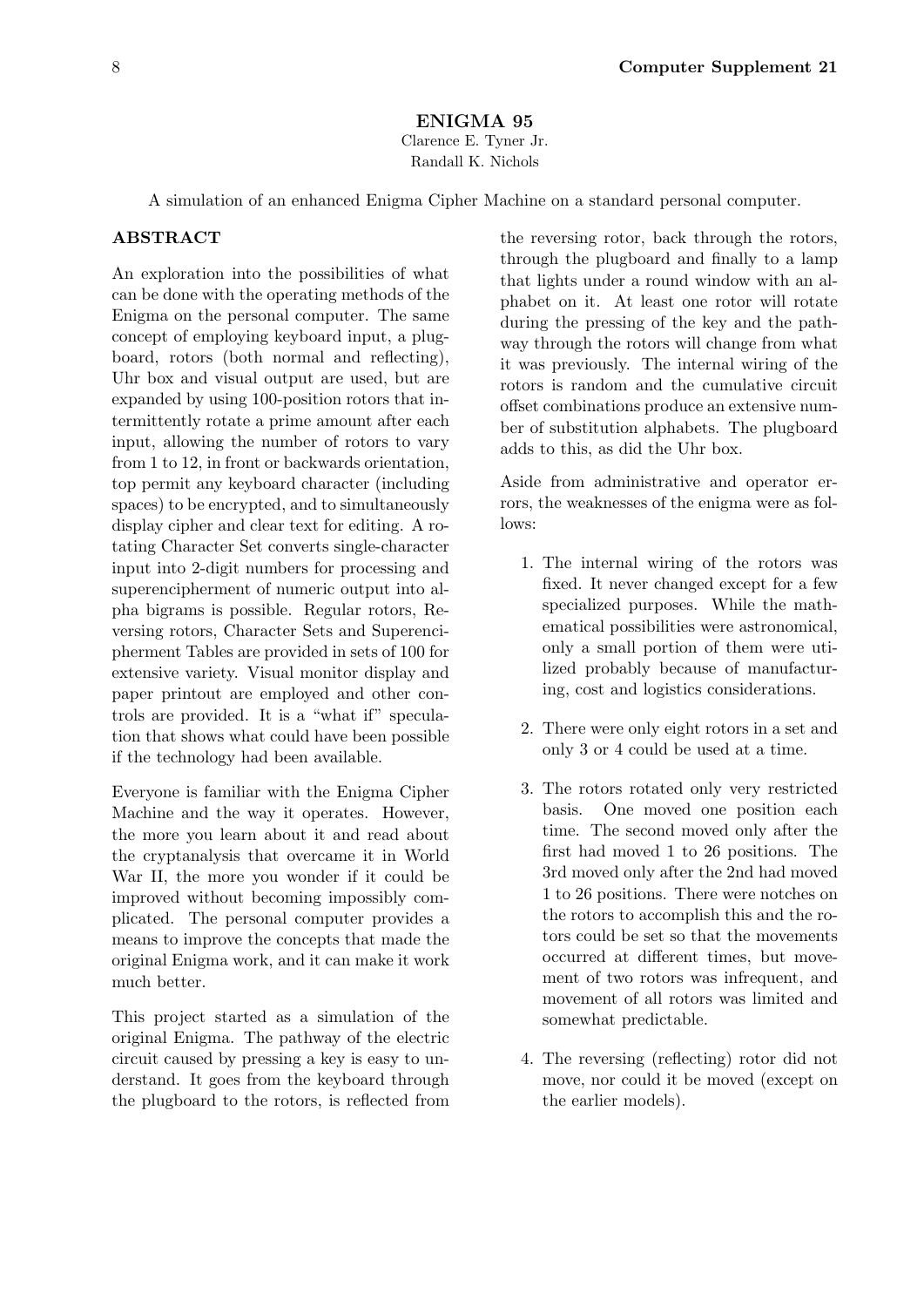## ENIGMA 95

Clarence E. Tyner Jr.
Randall K. Nichols

A simulation of an enhanced Enigma Cipher Machine on a standard personal computer.

### ABSTRACT

An exploration into the possibilities of what can be done with the operating methods of the Enigma on the personal computer. The same concept of employing keyboard input, a plugboard, rotors (both normal and reflecting), Uhr box and visual output are used, but are expanded by using 100-position rotors that intermittently rotate a prime amount after each input, allowing the number of rotors to vary from 1 to 12, in front or backwards orientation, top permit any keyboard character (including spaces) to be encrypted, and to simultaneously display cipher and clear text for editing. A rotating Character Set converts single-character input into 2-digit numbers for processing and superencipherment of numeric output into alpha bigrams is possible. Regular rotors, Reversing rotors, Character Sets and Superencipherment Tables are provided in sets of 100 for extensive variety. Visual monitor display and paper printout are employed and other controls are provided. It is a "what if" speculation that shows what could have been possible if the technology had been available.

Everyone is familiar with the Enigma Cipher Machine and the way it operates. However, the more you learn about it and read about the cryptanalysis that overcame it in World War II, the more you wonder if it could be improved without becoming impossibly complicated. The personal computer provides a means to improve the concepts that made the original Enigma work, and it can make it work much better.

This project started as a simulation of the original Enigma. The pathway of the electric circuit caused by pressing a key is easy to understand. It goes from the keyboard through the plugboard to the rotors, is reflected from the reversing rotor, back through the rotors, through the plugboard and finally to a lamp that lights under a round window with an alphabet on it. At least one rotor will rotate during the pressing of the key and the pathway through the rotors will change from what it was previously. The internal wiring of the rotors is random and the cumulative circuit offset combinations produce an extensive number of substitution alphabets. The plugboard adds to this, as did the Uhr box.

Aside from administrative and operator errors, the weaknesses of the enigma were as follows:

1. The internal wiring of the rotors was fixed. It never changed except for a few specialized purposes. While the mathematical possibilities were astronomical, only a small portion of them were utilized probably because of manufacturing, cost and logistics considerations.

2. There were only eight rotors in a set and only 3 or 4 could be used at a time.

3. The rotors rotated only very restricted basis. One moved one position each time. The second moved only after the first had moved 1 to 26 positions. The 3rd moved only after the 2nd had moved 1 to 26 positions. There were notches on the rotors to accomplish this and the rotors could be set so that the movements occurred at different times, but movement of two rotors was infrequent, and movement of all rotors was limited and somewhat predictable.

4. The reversing (reflecting) rotor did not move, nor could it be moved (except on the earlier models).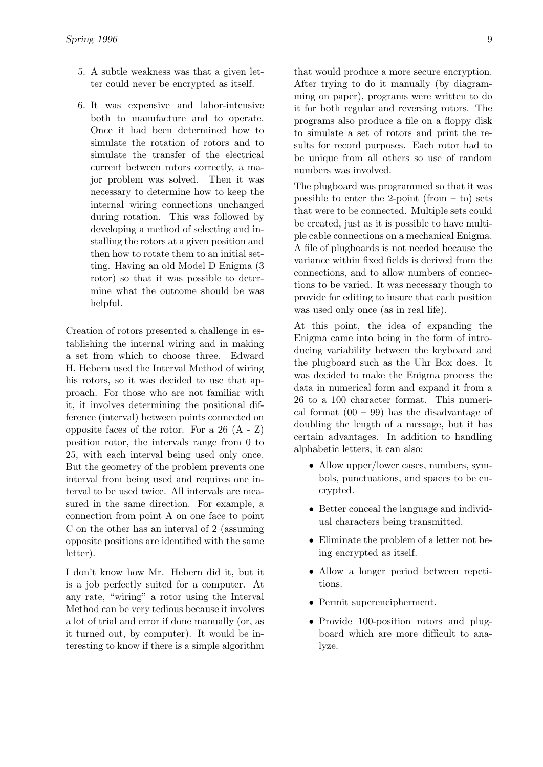5. A subtle weakness was that a given letter could never be encrypted as itself.

6. It was expensive and labor-intensive both to manufacture and to operate. Once it had been determined how to simulate the rotation of rotors and to simulate the transfer of the electrical current between rotors correctly, a major problem was solved. Then it was necessary to determine how to keep the internal wiring connections unchanged during rotation. This was followed by developing a method of selecting and installing the rotors at a given position and then how to rotate them to an initial setting. Having an old Model D Enigma (3 rotor) so that it was possible to determine what the outcome should be was helpful.

Creation of rotors presented a challenge in establishing the internal wiring and in making a set from which to choose three. Edward H. Hebern used the Interval Method of wiring his rotors, so it was decided to use that approach. For those who are not familiar with it, it involves determining the positional difference (interval) between points connected on opposite faces of the rotor. For a 26 (A - Z) position rotor, the intervals range from 0 to 25, with each interval being used only once. But the geometry of the problem prevents one interval from being used and requires one interval to be used twice. All intervals are measured in the same direction. For example, a connection from point A on one face to point C on the other has an interval of 2 (assuming opposite positions are identified with the same letter).

I don't know how Mr. Hebern did it, but it is a job perfectly suited for a computer. At any rate, "wiring" a rotor using the Interval Method can be very tedious because it involves a lot of trial and error if done manually (or, as it turned out, by computer). It would be interesting to know if there is a simple algorithm that would produce a more secure encryption. After trying to do it manually (by diagramming on paper), programs were written to do it for both regular and reversing rotors. The programs also produce a file on a floppy disk to simulate a set of rotors and print the results for record purposes. Each rotor had to be unique from all others so use of random numbers was involved.

The plugboard was programmed so that it was possible to enter the 2-point (from – to) sets that were to be connected. Multiple sets could be created, just as it is possible to have multiple cable connections on a mechanical Enigma. A file of plugboards is not needed because the variance within fixed fields is derived from the connections, and to allow numbers of connections to be varied. It was necessary though to provide for editing to insure that each position was used only once (as in real life).

At this point, the idea of expanding the Enigma came into being in the form of introducing variability between the keyboard and the plugboard such as the Uhr Box does. It was decided to make the Enigma process the data in numerical form and expand it from a 26 to a 100 character format. This numerical format (00 – 99) has the disadvantage of doubling the length of a message, but it has certain advantages. In addition to handling alphabetic letters, it can also:

- Allow upper/lower cases, numbers, symbols, punctuations, and spaces to be encrypted.
- Better conceal the language and individual characters being transmitted.
- Eliminate the problem of a letter not being encrypted as itself.
- Allow a longer period between repetitions.
- Permit superencipherment.
- Provide 100-position rotors and plugboard which are more difficult to analyze.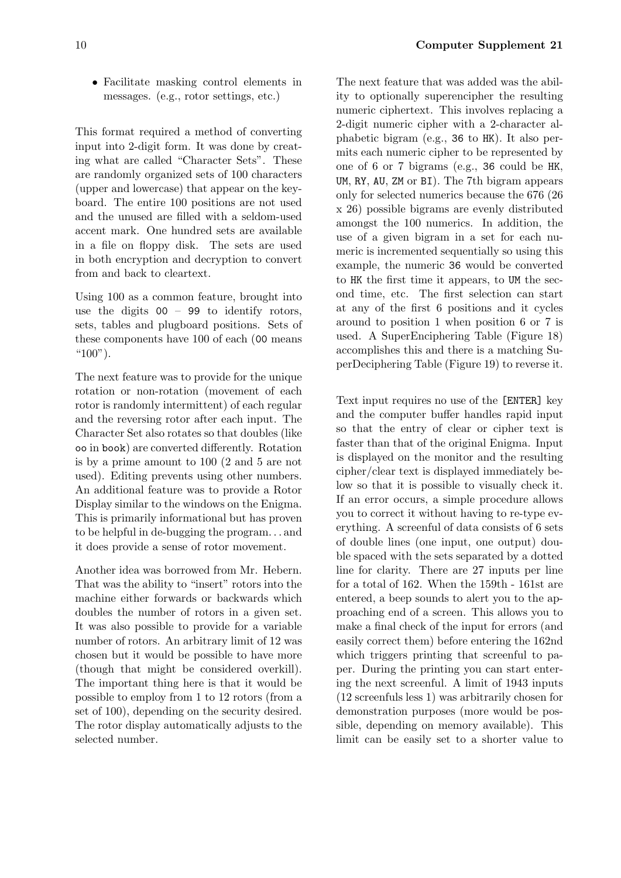- Facilitate masking control elements in messages. (e.g., rotor settings, etc.)

This format required a method of converting input into 2-digit form. It was done by creating what are called "Character Sets". These are randomly organized sets of 100 characters (upper and lowercase) that appear on the keyboard. The entire 100 positions are not used and the unused are filled with a seldom-used accent mark. One hundred sets are available in a file on floppy disk. The sets are used in both encryption and decryption to convert from and back to cleartext.

Using 100 as a common feature, brought into use the digits `00` – `99` to identify rotors, sets, tables and plugboard positions. Sets of these components have 100 of each (`00` means "100").

The next feature was to provide for the unique rotation or non-rotation (movement of each rotor is randomly intermittent) of each regular and the reversing rotor after each input. The Character Set also rotates so that doubles (like `oo` in `book`) are converted differently. Rotation is by a prime amount to 100 (2 and 5 are not used). Editing prevents using other numbers. An additional feature was to provide a Rotor Display similar to the windows on the Enigma. This is primarily informational but has proven to be helpful in de-bugging the program... and it does provide a sense of rotor movement.

Another idea was borrowed from Mr. Hebern. That was the ability to "insert" rotors into the machine either forwards or backwards which doubles the number of rotors in a given set. It was also possible to provide for a variable number of rotors. An arbitrary limit of 12 was chosen but it would be possible to have more (though that might be considered overkill). The important thing here is that it would be possible to employ from 1 to 12 rotors (from a set of 100), depending on the security desired. The rotor display automatically adjusts to the selected number.

The next feature that was added was the ability to optionally superencipher the resulting numeric ciphertext. This involves replacing a 2-digit numeric cipher with a 2-character alphabetic bigram (e.g., `36` to `HK`). It also permits each numeric cipher to be represented by one of 6 or 7 bigrams (e.g., `36` could be `HK`, `UM`, `RY`, `AU`, `ZM` or `BI`). The 7th bigram appears only for selected numerics because the 676 (26 x 26) possible bigrams are evenly distributed amongst the 100 numerics. In addition, the use of a given bigram in a set for each numeric is incremented sequentially so using this example, the numeric `36` would be converted to `HK` the first time it appears, to `UM` the second time, etc. The first selection can start at any of the first 6 positions and it cycles around to position 1 when position 6 or 7 is used. A SuperEnciphering Table (Figure 18) accomplishes this and there is a matching SuperDeciphering Table (Figure 19) to reverse it.

Text input requires no use of the `[ENTER]` key and the computer buffer handles rapid input so that the entry of clear or cipher text is faster than that of the original Enigma. Input is displayed on the monitor and the resulting cipher/clear text is displayed immediately below so that it is possible to visually check it. If an error occurs, a simple procedure allows you to correct it without having to re-type everything. A screenful of data consists of 6 sets of double lines (one input, one output) double spaced with the sets separated by a dotted line for clarity. There are 27 inputs per line for a total of 162. When the 159th - 161st are entered, a beep sounds to alert you to the approaching end of a screen. This allows you to make a final check of the input for errors (and easily correct them) before entering the 162nd which triggers printing that screenful to paper. During the printing you can start entering the next screenful. A limit of 1943 inputs (12 screenfuls less 1) was arbitrarily chosen for demonstration purposes (more would be possible, depending on memory available). This limit can be easily set to a shorter value to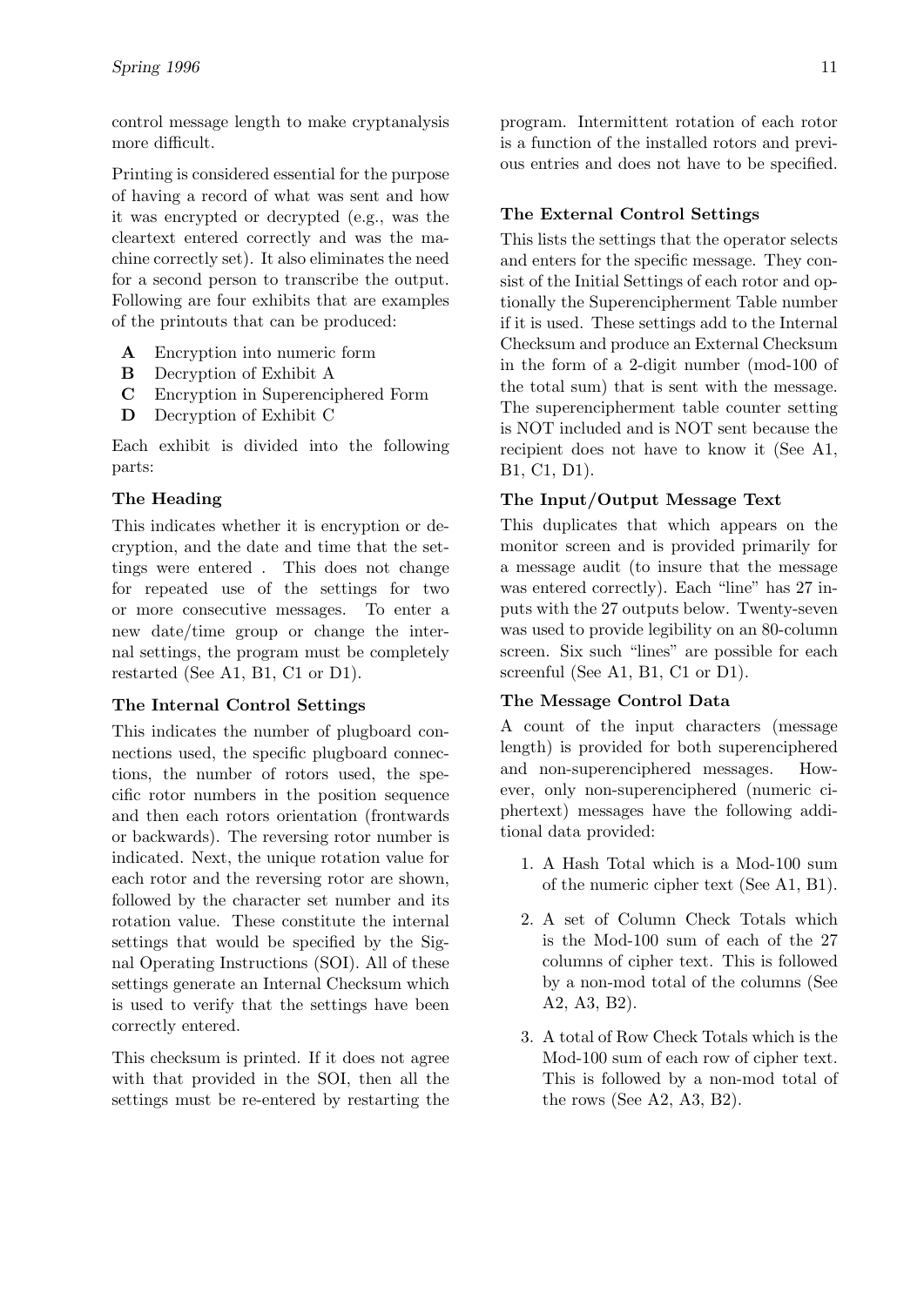control message length to make cryptanalysis more difficult.

Printing is considered essential for the purpose of having a record of what was sent and how it was encrypted or decrypted (e.g., was the cleartext entered correctly and was the machine correctly set). It also eliminates the need for a second person to transcribe the output. Following are four exhibits that are examples of the printouts that can be produced:

- **A** Encryption into numeric form
- **B** Decryption of Exhibit A
- **C** Encryption in Superenciphered Form
- **D** Decryption of Exhibit C

Each exhibit is divided into the following parts:

**The Heading**

This indicates whether it is encryption or decryption, and the date and time that the settings were entered . This does not change for repeated use of the settings for two or more consecutive messages. To enter a new date/time group or change the internal settings, the program must be completely restarted (See A1, B1, C1 or D1).

**The Internal Control Settings**

This indicates the number of plugboard connections used, the specific plugboard connections, the number of rotors used, the specific rotor numbers in the position sequence and then each rotors orientation (frontwards or backwards). The reversing rotor number is indicated. Next, the unique rotation value for each rotor and the reversing rotor are shown, followed by the character set number and its rotation value. These constitute the internal settings that would be specified by the Signal Operating Instructions (SOI). All of these settings generate an Internal Checksum which is used to verify that the settings have been correctly entered.

This checksum is printed. If it does not agree with that provided in the SOI, then all the settings must be re-entered by restarting the program. Intermittent rotation of each rotor is a function of the installed rotors and previous entries and does not have to be specified.

**The External Control Settings**

This lists the settings that the operator selects and enters for the specific message. They consist of the Initial Settings of each rotor and optionally the Superencipherment Table number if it is used. These settings add to the Internal Checksum and produce an External Checksum in the form of a 2-digit number (mod-100 of the total sum) that is sent with the message. The superencipherment table counter setting is NOT included and is NOT sent because the recipient does not have to know it (See A1, B1, C1, D1).

**The Input/Output Message Text**

This duplicates that which appears on the monitor screen and is provided primarily for a message audit (to insure that the message was entered correctly). Each "line" has 27 inputs with the 27 outputs below. Twenty-seven was used to provide legibility on an 80-column screen. Six such "lines" are possible for each screenful (See A1, B1, C1 or D1).

**The Message Control Data**

A count of the input characters (message length) is provided for both superenciphered and non-superenciphered messages. However, only non-superenciphered (numeric ciphertext) messages have the following additional data provided:

1. A Hash Total which is a Mod-100 sum of the numeric cipher text (See A1, B1).
2. A set of Column Check Totals which is the Mod-100 sum of each of the 27 columns of cipher text. This is followed by a non-mod total of the columns (See A2, A3, B2).
3. A total of Row Check Totals which is the Mod-100 sum of each row of cipher text. This is followed by a non-mod total of the rows (See A2, A3, B2).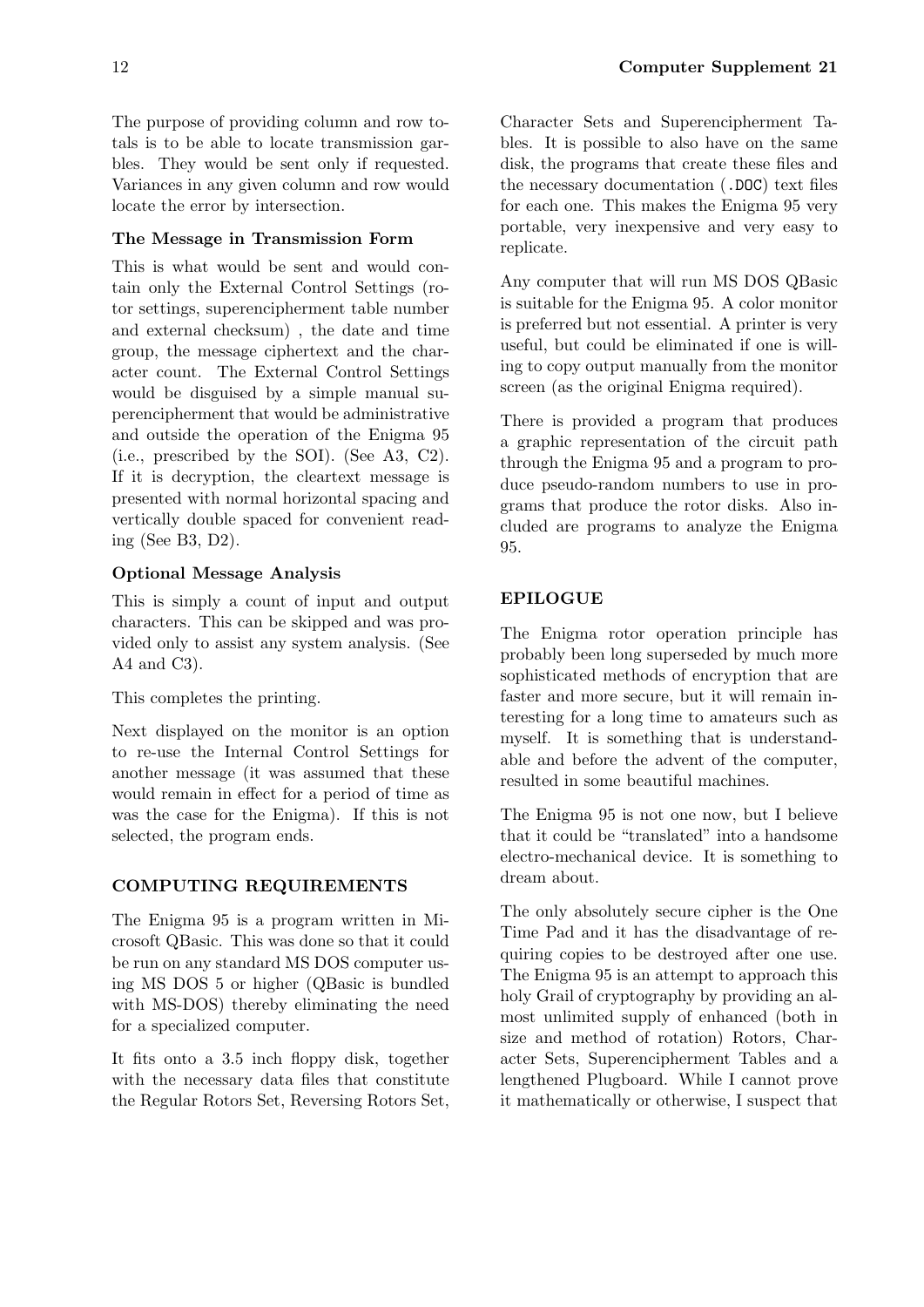The purpose of providing column and row totals is to be able to locate transmission garbles. They would be sent only if requested. Variances in any given column and row would locate the error by intersection.

### The Message in Transmission Form

This is what would be sent and would contain only the External Control Settings (rotor settings, superencipherment table number and external checksum) , the date and time group, the message ciphertext and the character count. The External Control Settings would be disguised by a simple manual superencipherment that would be administrative and outside the operation of the Enigma 95 (i.e., prescribed by the SOI). (See A3, C2). If it is decryption, the cleartext message is presented with normal horizontal spacing and vertically double spaced for convenient reading (See B3, D2).

### Optional Message Analysis

This is simply a count of input and output characters. This can be skipped and was provided only to assist any system analysis. (See A4 and C3).

This completes the printing.

Next displayed on the monitor is an option to re-use the Internal Control Settings for another message (it was assumed that these would remain in effect for a period of time as was the case for the Enigma). If this is not selected, the program ends.

## COMPUTING REQUIREMENTS

The Enigma 95 is a program written in Microsoft QBasic. This was done so that it could be run on any standard MS DOS computer using MS DOS 5 or higher (QBasic is bundled with MS-DOS) thereby eliminating the need for a specialized computer.

It fits onto a 3.5 inch floppy disk, together with the necessary data files that constitute the Regular Rotors Set, Reversing Rotors Set, Character Sets and Superencipherment Tables. It is possible to also have on the same disk, the programs that create these files and the necessary documentation (`.DOC`) text files for each one. This makes the Enigma 95 very portable, very inexpensive and very easy to replicate.

Any computer that will run MS DOS QBasic is suitable for the Enigma 95. A color monitor is preferred but not essential. A printer is very useful, but could be eliminated if one is willing to copy output manually from the monitor screen (as the original Enigma required).

There is provided a program that produces a graphic representation of the circuit path through the Enigma 95 and a program to produce pseudo-random numbers to use in programs that produce the rotor disks. Also included are programs to analyze the Enigma 95.

## EPILOGUE

The Enigma rotor operation principle has probably been long superseded by much more sophisticated methods of encryption that are faster and more secure, but it will remain interesting for a long time to amateurs such as myself. It is something that is understandable and before the advent of the computer, resulted in some beautiful machines.

The Enigma 95 is not one now, but I believe that it could be "translated" into a handsome electro-mechanical device. It is something to dream about.

The only absolutely secure cipher is the One Time Pad and it has the disadvantage of requiring copies to be destroyed after one use. The Enigma 95 is an attempt to approach this holy Grail of cryptography by providing an almost unlimited supply of enhanced (both in size and method of rotation) Rotors, Character Sets, Superencipherment Tables and a lengthened Plugboard. While I cannot prove it mathematically or otherwise, I suspect that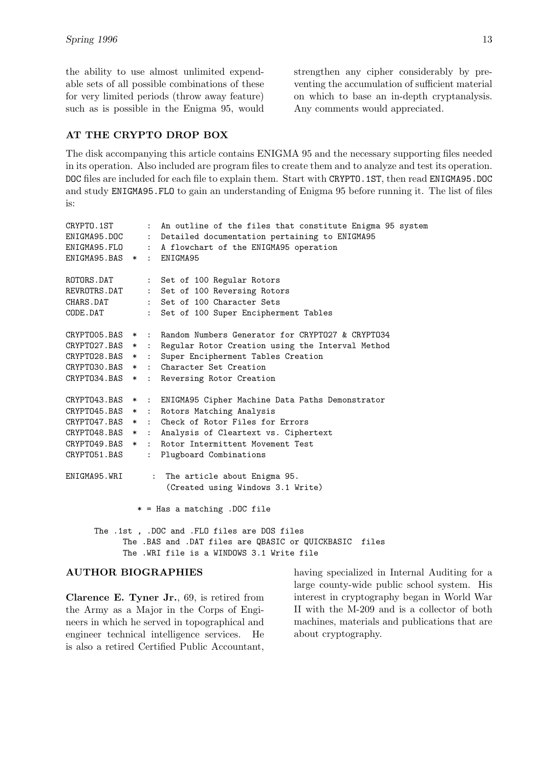the ability to use almost unlimited expendable sets of all possible combinations of these for very limited periods (throw away feature) such as is possible in the Enigma 95, would strengthen any cipher considerably by preventing the accumulation of sufficient material on which to base an in-depth cryptanalysis. Any comments would appreciated.

## AT THE CRYPTO DROP BOX

The disk accompanying this article contains ENIGMA 95 and the necessary supporting files needed in its operation. Also included are program files to create them and to analyze and test its operation. `DOC` files are included for each file to explain them. Start with `CRYPTO.1ST`, then read `ENIGMA95.DOC` and study `ENIGMA95.FLO` to gain an understanding of Enigma 95 before running it. The list of files is:

```
CRYPTO.1ST       :  An outline of the files that constitute Enigma 95 system
ENIGMA95.DOC     :  Detailed documentation pertaining to ENIGMA95
ENIGMA95.FLO     :  A flowchart of the ENIGMA95 operation
ENIGMA95.BAS   * :  ENIGMA95

ROTORS.DAT       :  Set of 100 Regular Rotors
REVROTRS.DAT     :  Set of 100 Reversing Rotors
CHARS.DAT        :  Set of 100 Character Sets
CODE.DAT         :  Set of 100 Super Encipherment Tables

CRYPTO05.BAS   * :  Random Numbers Generator for CRYPTO27 & CRYPTO34
CRYPTO27.BAS   * :  Regular Rotor Creation using the Interval Method
CRYPTO28.BAS   * :  Super Encipherment Tables Creation
CRYPTO30.BAS   * :  Character Set Creation
CRYPTO34.BAS   * :  Reversing Rotor Creation

CRYPTO43.BAS   * :  ENIGMA95 Cipher Machine Data Paths Demonstrator
CRYPTO45.BAS   * :  Rotors Matching Analysis
CRYPTO47.BAS   * :  Check of Rotor Files for Errors
CRYPTO48.BAS   * :  Analysis of Cleartext vs. Ciphertext
CRYPTO49.BAS   * :  Rotor Intermittent Movement Test
CRYPTO51.BAS     :  Plugboard Combinations

ENIGMA95.WRI      :  The article about Enigma 95.
                     (Created using Windows 3.1 Write)

              * = Has a matching .DOC file

     The .1st , .DOC and .FLO files are DOS files
           The .BAS and .DAT files are QBASIC or QUICKBASIC  files
           The .WRI file is a WINDOWS 3.1 Write file
```

## AUTHOR BIOGRAPHIES

**Clarence E. Tyner Jr.**, 69, is retired from the Army as a Major in the Corps of Engineers in which he served in topographical and engineer technical intelligence services. He is also a retired Certified Public Accountant, having specialized in Internal Auditing for a large county-wide public school system. His interest in cryptography began in World War II with the M-209 and is a collector of both machines, materials and publications that are about cryptography.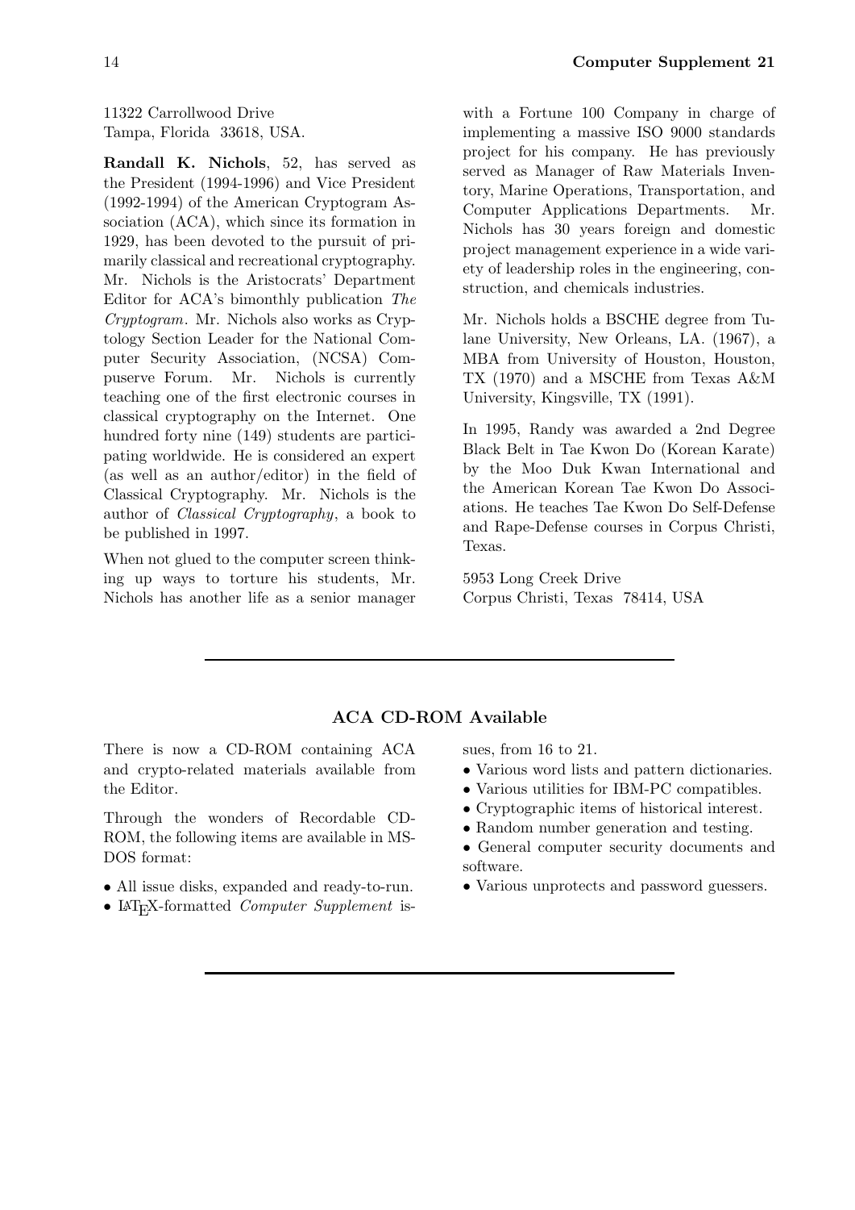11322 Carrollwood Drive
Tampa, Florida 33618, USA.

**Randall K. Nichols**, 52, has served as the President (1994-1996) and Vice President (1992-1994) of the American Cryptogram Association (ACA), which since its formation in 1929, has been devoted to the pursuit of primarily classical and recreational cryptography. Mr. Nichols is the Aristocrats' Department Editor for ACA's bimonthly publication *The Cryptogram*. Mr. Nichols also works as Cryptology Section Leader for the National Computer Security Association, (NCSA) Compuserve Forum. Mr. Nichols is currently teaching one of the first electronic courses in classical cryptography on the Internet. One hundred forty nine (149) students are participating worldwide. He is considered an expert (as well as an author/editor) in the field of Classical Cryptography. Mr. Nichols is the author of *Classical Cryptography*, a book to be published in 1997.

When not glued to the computer screen thinking up ways to torture his students, Mr. Nichols has another life as a senior manager with a Fortune 100 Company in charge of implementing a massive ISO 9000 standards project for his company. He has previously served as Manager of Raw Materials Inventory, Marine Operations, Transportation, and Computer Applications Departments. Mr. Nichols has 30 years foreign and domestic project management experience in a wide variety of leadership roles in the engineering, construction, and chemicals industries.

Mr. Nichols holds a BSCHE degree from Tulane University, New Orleans, LA. (1967), a MBA from University of Houston, Houston, TX (1970) and a MSCHE from Texas A&M University, Kingsville, TX (1991).

In 1995, Randy was awarded a 2nd Degree Black Belt in Tae Kwon Do (Korean Karate) by the Moo Duk Kwan International and the American Korean Tae Kwon Do Associations. He teaches Tae Kwon Do Self-Defense and Rape-Defense courses in Corpus Christi, Texas.

5953 Long Creek Drive
Corpus Christi, Texas 78414, USA

---

## ACA CD-ROM Available

There is now a CD-ROM containing ACA and crypto-related materials available from the Editor.

Through the wonders of Recordable CD-ROM, the following items are available in MS-DOS format:

- All issue disks, expanded and ready-to-run.
- LaTeX-formatted *Computer Supplement* issues, from 16 to 21.
- Various word lists and pattern dictionaries.
- Various utilities for IBM-PC compatibles.
- Cryptographic items of historical interest.
- Random number generation and testing.
- General computer security documents and software.
- Various unprotects and password guessers.

---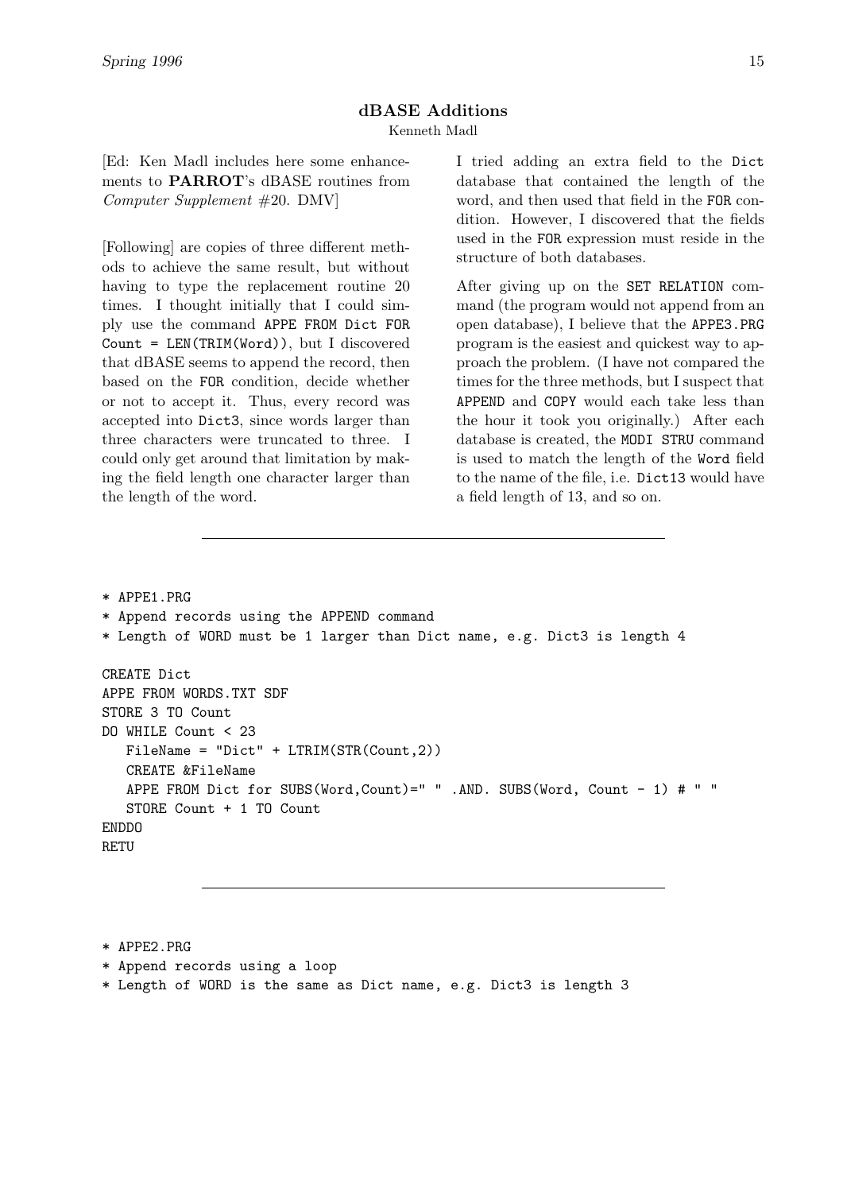## dBASE Additions

Kenneth Madl

[Ed: Ken Madl includes here some enhancements to **PARROT**'s dBASE routines from *Computer Supplement* #20. DMV]

[Following] are copies of three different methods to achieve the same result, but without having to type the replacement routine 20 times. I thought initially that I could simply use the command `APPE FROM Dict FOR Count = LEN(TRIM(Word))`, but I discovered that dBASE seems to append the record, then based on the `FOR` condition, decide whether or not to accept it. Thus, every record was accepted into `Dict3`, since words larger than three characters were truncated to three. I could only get around that limitation by making the field length one character larger than the length of the word.

I tried adding an extra field to the `Dict` database that contained the length of the word, and then used that field in the `FOR` condition. However, I discovered that the fields used in the `FOR` expression must reside in the structure of both databases.

After giving up on the `SET RELATION` command (the program would not append from an open database), I believe that the `APPE3.PRG` program is the easiest and quickest way to approach the problem. (I have not compared the times for the three methods, but I suspect that `APPEND` and `COPY` would each take less than the hour it took you originally.) After each database is created, the `MODI STRU` command is used to match the length of the `Word` field to the name of the file, i.e. `Dict13` would have a field length of 13, and so on.

---

```
* APPE1.PRG
* Append records using the APPEND command
* Length of WORD must be 1 larger than Dict name, e.g. Dict3 is length 4

CREATE Dict
APPE FROM WORDS.TXT SDF
STORE 3 TO Count
DO WHILE Count < 23
   FileName = "Dict" + LTRIM(STR(Count,2))
   CREATE &FileName
   APPE FROM Dict for SUBS(Word,Count)=" " .AND. SUBS(Word, Count - 1) # " "
   STORE Count + 1 TO Count
ENDDO
RETU
```

---

```
* APPE2.PRG
* Append records using a loop
* Length of WORD is the same as Dict name, e.g. Dict3 is length 3
```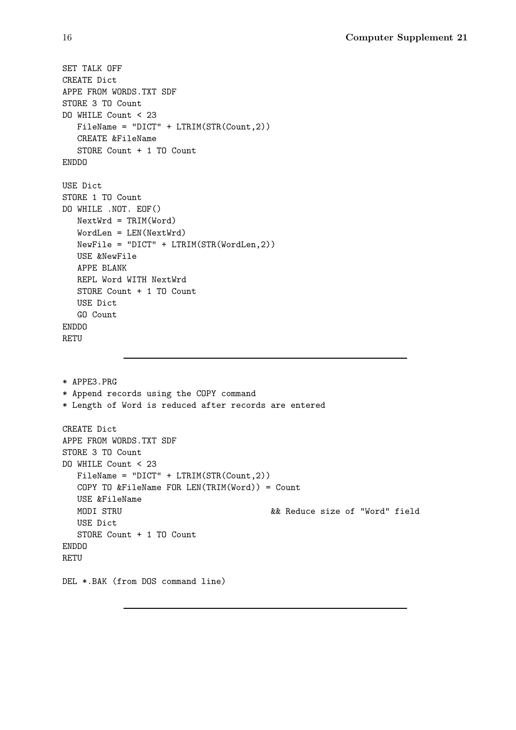```
SET TALK OFF
CREATE Dict
APPE FROM WORDS.TXT SDF
STORE 3 TO Count
DO WHILE Count < 23
   FileName = "DICT" + LTRIM(STR(Count,2))
   CREATE &FileName
   STORE Count + 1 TO Count
ENDDO

USE Dict
STORE 1 TO Count
DO WHILE .NOT. EOF()
   NextWrd = TRIM(Word)
   WordLen = LEN(NextWrd)
   NewFile = "DICT" + LTRIM(STR(WordLen,2))
   USE &NewFile
   APPE BLANK
   REPL Word WITH NextWrd
   STORE Count + 1 TO Count
   USE Dict
   GO Count
ENDDO
RETU
```

---

```
* APPE3.PRG
* Append records using the COPY command
* Length of Word is reduced after records are entered

CREATE Dict
APPE FROM WORDS.TXT SDF
STORE 3 TO Count
DO WHILE Count < 23
   FileName = "DICT" + LTRIM(STR(Count,2))
   COPY TO &FileName FOR LEN(TRIM(Word)) = Count
   USE &FileName
   MODI STRU                          && Reduce size of "Word" field
   USE Dict
   STORE Count + 1 TO Count
ENDDO
RETU

DEL *.BAK (from DOS command line)
```

---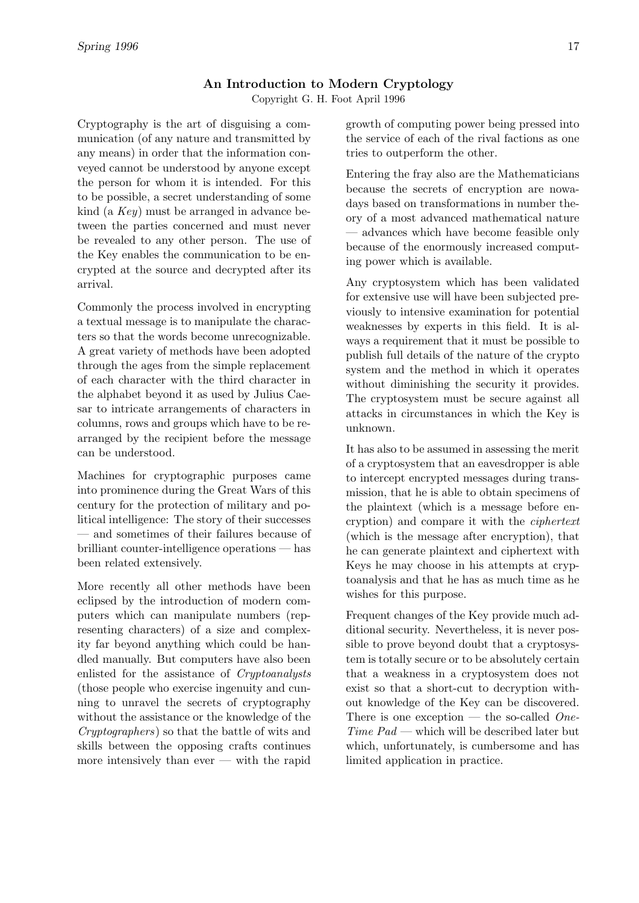## An Introduction to Modern Cryptology

Copyright G. H. Foot April 1996

Cryptography is the art of disguising a communication (of any nature and transmitted by any means) in order that the information conveyed cannot be understood by anyone except the person for whom it is intended. For this to be possible, a secret understanding of some kind (a *Key*) must be arranged in advance between the parties concerned and must never be revealed to any other person. The use of the Key enables the communication to be encrypted at the source and decrypted after its arrival.

Commonly the process involved in encrypting a textual message is to manipulate the characters so that the words become unrecognizable. A great variety of methods have been adopted through the ages from the simple replacement of each character with the third character in the alphabet beyond it as used by Julius Caesar to intricate arrangements of characters in columns, rows and groups which have to be rearranged by the recipient before the message can be understood.

Machines for cryptographic purposes came into prominence during the Great Wars of this century for the protection of military and political intelligence: The story of their successes — and sometimes of their failures because of brilliant counter-intelligence operations — has been related extensively.

More recently all other methods have been eclipsed by the introduction of modern computers which can manipulate numbers (representing characters) of a size and complexity far beyond anything which could be handled manually. But computers have also been enlisted for the assistance of *Cryptoanalysts* (those people who exercise ingenuity and cunning to unravel the secrets of cryptography without the assistance or the knowledge of the *Cryptographers*) so that the battle of wits and skills between the opposing crafts continues more intensively than ever — with the rapid growth of computing power being pressed into the service of each of the rival factions as one tries to outperform the other.

Entering the fray also are the Mathematicians because the secrets of encryption are nowadays based on transformations in number theory of a most advanced mathematical nature — advances which have become feasible only because of the enormously increased computing power which is available.

Any cryptosystem which has been validated for extensive use will have been subjected previously to intensive examination for potential weaknesses by experts in this field. It is always a requirement that it must be possible to publish full details of the nature of the crypto system and the method in which it operates without diminishing the security it provides. The cryptosystem must be secure against all attacks in circumstances in which the Key is unknown.

It has also to be assumed in assessing the merit of a cryptosystem that an eavesdropper is able to intercept encrypted messages during transmission, that he is able to obtain specimens of the plaintext (which is a message before encryption) and compare it with the *ciphertext* (which is the message after encryption), that he can generate plaintext and ciphertext with Keys he may choose in his attempts at cryptoanalysis and that he has as much time as he wishes for this purpose.

Frequent changes of the Key provide much additional security. Nevertheless, it is never possible to prove beyond doubt that a cryptosystem is totally secure or to be absolutely certain that a weakness in a cryptosystem does not exist so that a short-cut to decryption without knowledge of the Key can be discovered. There is one exception — the so-called *One-Time Pad* — which will be described later but which, unfortunately, is cumbersome and has limited application in practice.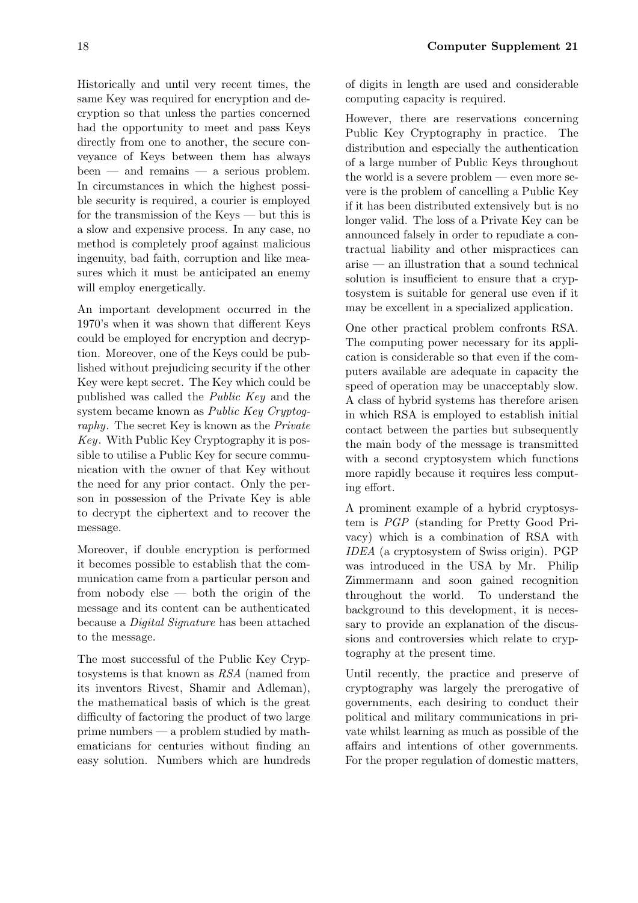Historically and until very recent times, the same Key was required for encryption and decryption so that unless the parties concerned had the opportunity to meet and pass Keys directly from one to another, the secure conveyance of Keys between them has always been — and remains — a serious problem. In circumstances in which the highest possible security is required, a courier is employed for the transmission of the Keys — but this is a slow and expensive process. In any case, no method is completely proof against malicious ingenuity, bad faith, corruption and like measures which it must be anticipated an enemy will employ energetically.

An important development occurred in the 1970's when it was shown that different Keys could be employed for encryption and decryption. Moreover, one of the Keys could be published without prejudicing security if the other Key were kept secret. The Key which could be published was called the *Public Key* and the system became known as *Public Key Cryptography*. The secret Key is known as the *Private Key*. With Public Key Cryptography it is possible to utilise a Public Key for secure communication with the owner of that Key without the need for any prior contact. Only the person in possession of the Private Key is able to decrypt the ciphertext and to recover the message.

Moreover, if double encryption is performed it becomes possible to establish that the communication came from a particular person and from nobody else — both the origin of the message and its content can be authenticated because a *Digital Signature* has been attached to the message.

The most successful of the Public Key Cryptosystems is that known as *RSA* (named from its inventors Rivest, Shamir and Adleman), the mathematical basis of which is the great difficulty of factoring the product of two large prime numbers — a problem studied by mathematicians for centuries without finding an easy solution. Numbers which are hundreds of digits in length are used and considerable computing capacity is required.

However, there are reservations concerning Public Key Cryptography in practice. The distribution and especially the authentication of a large number of Public Keys throughout the world is a severe problem — even more severe is the problem of cancelling a Public Key if it has been distributed extensively but is no longer valid. The loss of a Private Key can be announced falsely in order to repudiate a contractual liability and other mispractices can arise — an illustration that a sound technical solution is insufficient to ensure that a cryptosystem is suitable for general use even if it may be excellent in a specialized application.

One other practical problem confronts RSA. The computing power necessary for its application is considerable so that even if the computers available are adequate in capacity the speed of operation may be unacceptably slow. A class of hybrid systems has therefore arisen in which RSA is employed to establish initial contact between the parties but subsequently the main body of the message is transmitted with a second cryptosystem which functions more rapidly because it requires less computing effort.

A prominent example of a hybrid cryptosystem is *PGP* (standing for Pretty Good Privacy) which is a combination of RSA with *IDEA* (a cryptosystem of Swiss origin). PGP was introduced in the USA by Mr. Philip Zimmermann and soon gained recognition throughout the world. To understand the background to this development, it is necessary to provide an explanation of the discussions and controversies which relate to cryptography at the present time.

Until recently, the practice and preserve of cryptography was largely the prerogative of governments, each desiring to conduct their political and military communications in private whilst learning as much as possible of the affairs and intentions of other governments. For the proper regulation of domestic matters,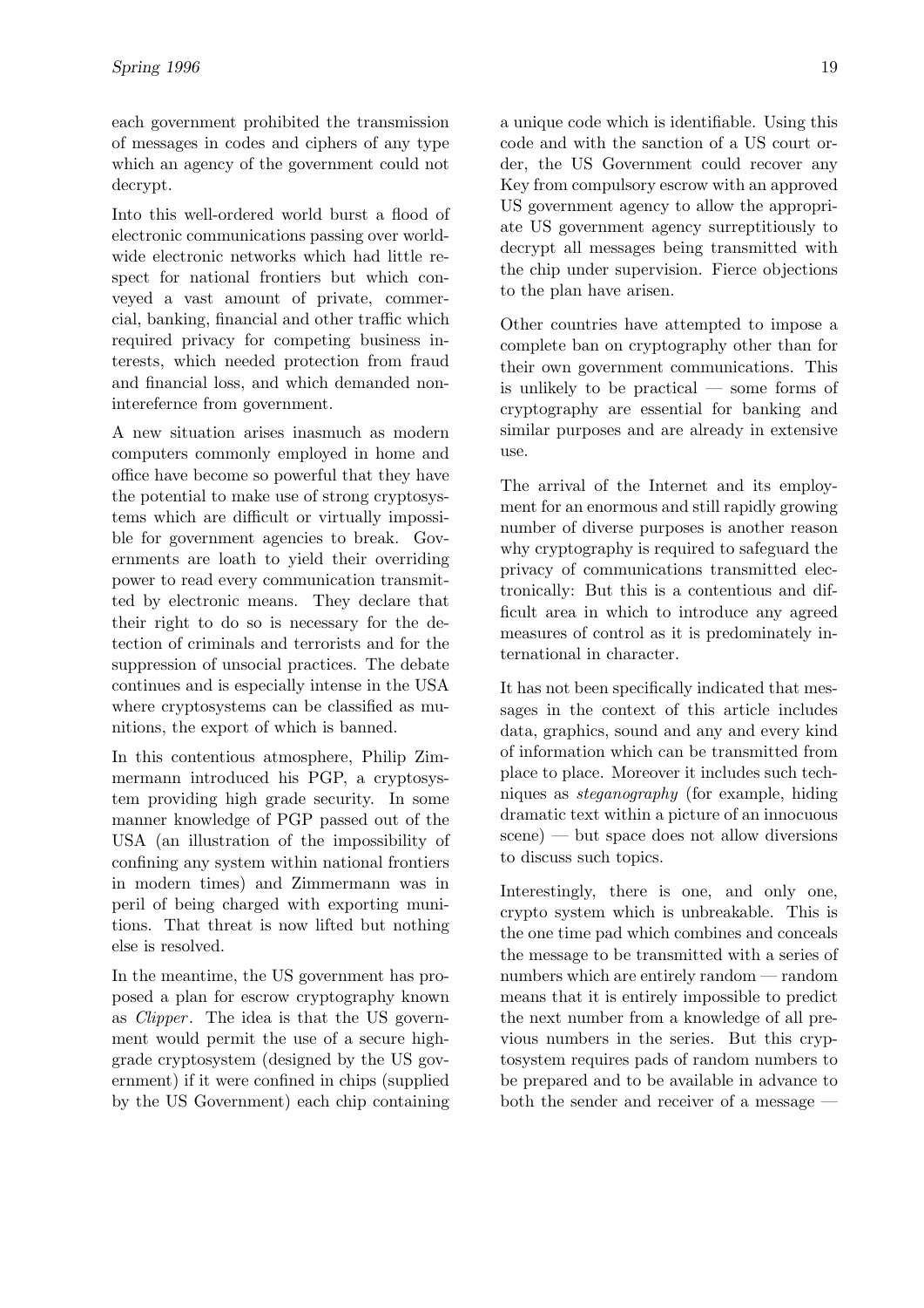each government prohibited the transmission of messages in codes and ciphers of any type which an agency of the government could not decrypt.

Into this well-ordered world burst a flood of electronic communications passing over worldwide electronic networks which had little respect for national frontiers but which conveyed a vast amount of private, commercial, banking, financial and other traffic which required privacy for competing business interests, which needed protection from fraud and financial loss, and which demanded noninterefernce from government.

A new situation arises inasmuch as modern computers commonly employed in home and office have become so powerful that they have the potential to make use of strong cryptosystems which are difficult or virtually impossible for government agencies to break. Governments are loath to yield their overriding power to read every communication transmitted by electronic means. They declare that their right to do so is necessary for the detection of criminals and terrorists and for the suppression of unsocial practices. The debate continues and is especially intense in the USA where cryptosystems can be classified as munitions, the export of which is banned.

In this contentious atmosphere, Philip Zimmermann introduced his PGP, a cryptosystem providing high grade security. In some manner knowledge of PGP passed out of the USA (an illustration of the impossibility of confining any system within national frontiers in modern times) and Zimmermann was in peril of being charged with exporting munitions. That threat is now lifted but nothing else is resolved.

In the meantime, the US government has proposed a plan for escrow cryptography known as *Clipper*. The idea is that the US government would permit the use of a secure high-grade cryptosystem (designed by the US government) if it were confined in chips (supplied by the US Government) each chip containing a unique code which is identifiable. Using this code and with the sanction of a US court order, the US Government could recover any Key from compulsory escrow with an approved US government agency to allow the appropriate US government agency surreptitiously to decrypt all messages being transmitted with the chip under supervision. Fierce objections to the plan have arisen.

Other countries have attempted to impose a complete ban on cryptography other than for their own government communications. This is unlikely to be practical — some forms of cryptography are essential for banking and similar purposes and are already in extensive use.

The arrival of the Internet and its employment for an enormous and still rapidly growing number of diverse purposes is another reason why cryptography is required to safeguard the privacy of communications transmitted electronically: But this is a contentious and difficult area in which to introduce any agreed measures of control as it is predominately international in character.

It has not been specifically indicated that messages in the context of this article includes data, graphics, sound and any and every kind of information which can be transmitted from place to place. Moreover it includes such techniques as *steganography* (for example, hiding dramatic text within a picture of an innocuous scene) — but space does not allow diversions to discuss such topics.

Interestingly, there is one, and only one, crypto system which is unbreakable. This is the one time pad which combines and conceals the message to be transmitted with a series of numbers which are entirely random — random means that it is entirely impossible to predict the next number from a knowledge of all previous numbers in the series. But this cryptosystem requires pads of random numbers to be prepared and to be available in advance to both the sender and receiver of a message —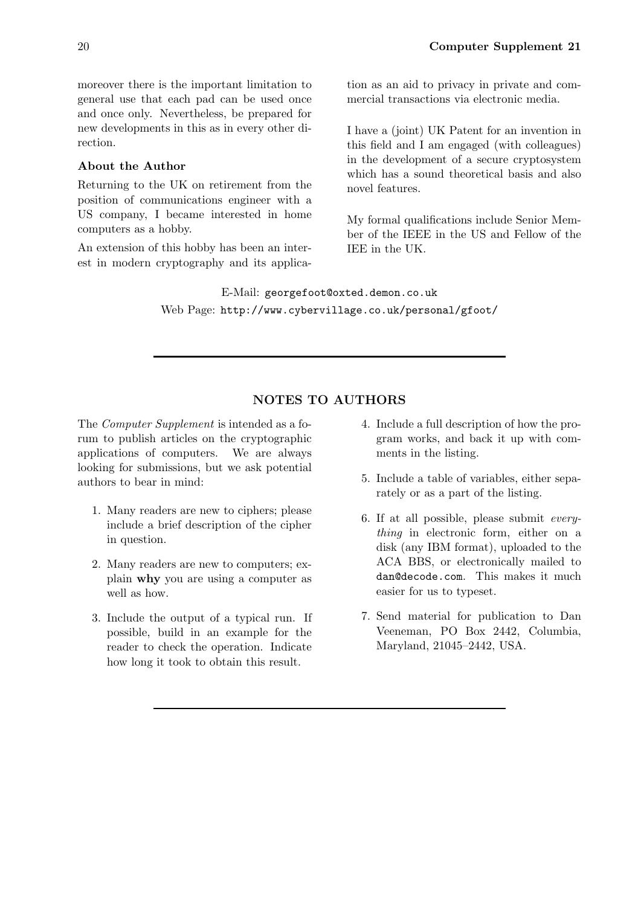moreover there is the important limitation to general use that each pad can be used once and once only. Nevertheless, be prepared for new developments in this as in every other direction.

### About the Author

Returning to the UK on retirement from the position of communications engineer with a US company, I became interested in home computers as a hobby.

An extension of this hobby has been an interest in modern cryptography and its application as an aid to privacy in private and commercial transactions via electronic media.

I have a (joint) UK Patent for an invention in this field and I am engaged (with colleagues) in the development of a secure cryptosystem which has a sound theoretical basis and also novel features.

My formal qualifications include Senior Member of the IEEE in the US and Fellow of the IEE in the UK.

E-Mail: `georgefoot@oxted.demon.co.uk`
Web Page: `http://www.cybervillage.co.uk/personal/gfoot/`

---

## NOTES TO AUTHORS

The *Computer Supplement* is intended as a forum to publish articles on the cryptographic applications of computers. We are always looking for submissions, but we ask potential authors to bear in mind:

1. Many readers are new to ciphers; please include a brief description of the cipher in question.
2. Many readers are new to computers; explain **why** you are using a computer as well as how.
3. Include the output of a typical run. If possible, build in an example for the reader to check the operation. Indicate how long it took to obtain this result.
4. Include a full description of how the program works, and back it up with comments in the listing.
5. Include a table of variables, either separately or as a part of the listing.
6. If at all possible, please submit *everything* in electronic form, either on a disk (any IBM format), uploaded to the ACA BBS, or electronically mailed to `dan@decode.com`. This makes it much easier for us to typeset.
7. Send material for publication to Dan Veeneman, PO Box 2442, Columbia, Maryland, 21045–2442, USA.

---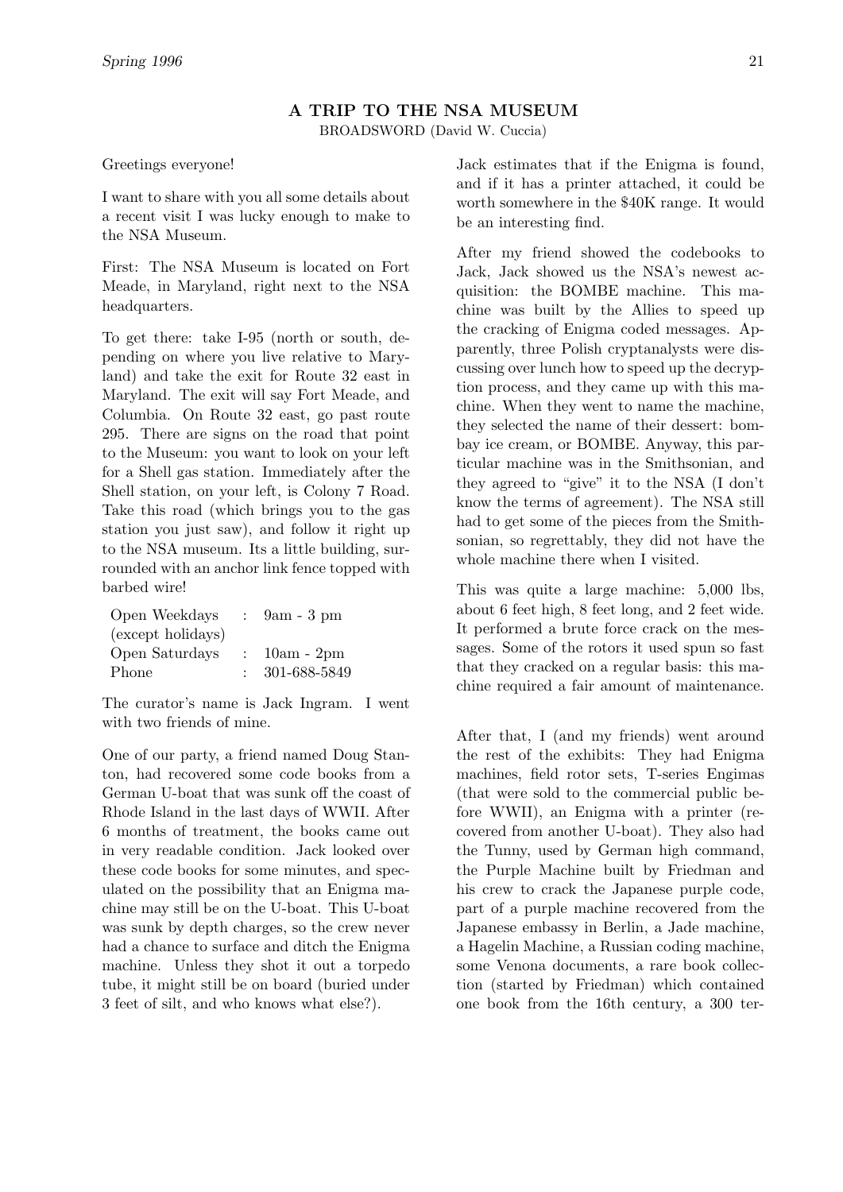## A TRIP TO THE NSA MUSEUM

BROADSWORD (David W. Cuccia)

Greetings everyone!

I want to share with you all some details about a recent visit I was lucky enough to make to the NSA Museum.

First: The NSA Museum is located on Fort Meade, in Maryland, right next to the NSA headquarters.

To get there: take I-95 (north or south, depending on where you live relative to Maryland) and take the exit for Route 32 east in Maryland. The exit will say Fort Meade, and Columbia. On Route 32 east, go past route 295. There are signs on the road that point to the Museum: you want to look on your left for a Shell gas station. Immediately after the Shell station, on your left, is Colony 7 Road. Take this road (which brings you to the gas station you just saw), and follow it right up to the NSA museum. Its a little building, surrounded with an anchor link fence topped with barbed wire!

| | | |
|---|---|---|
| Open Weekdays (except holidays) | : | 9am - 3 pm |
| Open Saturdays | : | 10am - 2pm |
| Phone | : | 301-688-5849 |

The curator's name is Jack Ingram. I went with two friends of mine.

One of our party, a friend named Doug Stanton, had recovered some code books from a German U-boat that was sunk off the coast of Rhode Island in the last days of WWII. After 6 months of treatment, the books came out in very readable condition. Jack looked over these code books for some minutes, and speculated on the possibility that an Enigma machine may still be on the U-boat. This U-boat was sunk by depth charges, so the crew never had a chance to surface and ditch the Enigma machine. Unless they shot it out a torpedo tube, it might still be on board (buried under 3 feet of silt, and who knows what else?).

Jack estimates that if the Enigma is found, and if it has a printer attached, it could be worth somewhere in the $40K range. It would be an interesting find.

After my friend showed the codebooks to Jack, Jack showed us the NSA's newest acquisition: the BOMBE machine. This machine was built by the Allies to speed up the cracking of Enigma coded messages. Apparently, three Polish cryptanalysts were discussing over lunch how to speed up the decryption process, and they came up with this machine. When they went to name the machine, they selected the name of their dessert: bombay ice cream, or BOMBE. Anyway, this particular machine was in the Smithsonian, and they agreed to "give" it to the NSA (I don't know the terms of agreement). The NSA still had to get some of the pieces from the Smithsonian, so regrettably, they did not have the whole machine there when I visited.

This was quite a large machine: 5,000 lbs, about 6 feet high, 8 feet long, and 2 feet wide. It performed a brute force crack on the messages. Some of the rotors it used spun so fast that they cracked on a regular basis: this machine required a fair amount of maintenance.

After that, I (and my friends) went around the rest of the exhibits: They had Enigma machines, field rotor sets, T-series Engimas (that were sold to the commercial public before WWII), an Enigma with a printer (recovered from another U-boat). They also had the Tunny, used by German high command, the Purple Machine built by Friedman and his crew to crack the Japanese purple code, part of a purple machine recovered from the Japanese embassy in Berlin, a Jade machine, a Hagelin Machine, a Russian coding machine, some Venona documents, a rare book collection (started by Friedman) which contained one book from the 16th century, a 300 ter-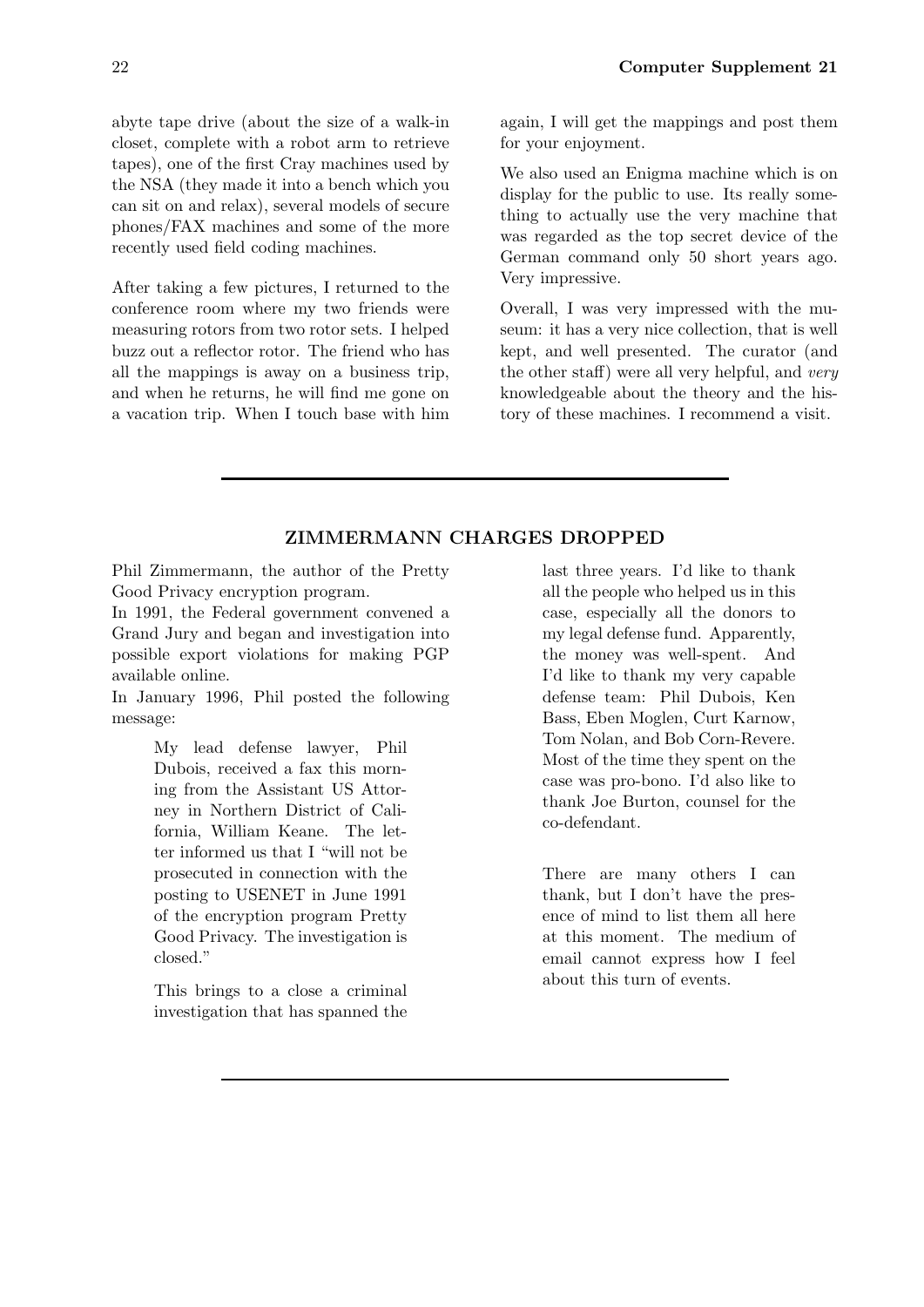abyte tape drive (about the size of a walk-in closet, complete with a robot arm to retrieve tapes), one of the first Cray machines used by the NSA (they made it into a bench which you can sit on and relax), several models of secure phones/FAX machines and some of the more recently used field coding machines.

After taking a few pictures, I returned to the conference room where my two friends were measuring rotors from two rotor sets. I helped buzz out a reflector rotor. The friend who has all the mappings is away on a business trip, and when he returns, he will find me gone on a vacation trip. When I touch base with him again, I will get the mappings and post them for your enjoyment.

We also used an Enigma machine which is on display for the public to use. Its really something to actually use the very machine that was regarded as the top secret device of the German command only 50 short years ago. Very impressive.

Overall, I was very impressed with the museum: it has a very nice collection, that is well kept, and well presented. The curator (and the other staff) were all very helpful, and *very* knowledgeable about the theory and the history of these machines. I recommend a visit.

---

## ZIMMERMANN CHARGES DROPPED

Phil Zimmermann, the author of the Pretty Good Privacy encryption program.

In 1991, the Federal government convened a Grand Jury and began and investigation into possible export violations for making PGP available online.

In January 1996, Phil posted the following message:

> My lead defense lawyer, Phil Dubois, received a fax this morning from the Assistant US Attorney in Northern District of California, William Keane. The letter informed us that I "will not be prosecuted in connection with the posting to USENET in June 1991 of the encryption program Pretty Good Privacy. The investigation is closed."
>
> This brings to a close a criminal investigation that has spanned the last three years. I'd like to thank all the people who helped us in this case, especially all the donors to my legal defense fund. Apparently, the money was well-spent. And I'd like to thank my very capable defense team: Phil Dubois, Ken Bass, Eben Moglen, Curt Karnow, Tom Nolan, and Bob Corn-Revere. Most of the time they spent on the case was pro-bono. I'd also like to thank Joe Burton, counsel for the co-defendant.
>
> There are many others I can thank, but I don't have the presence of mind to list them all here at this moment. The medium of email cannot express how I feel about this turn of events.

---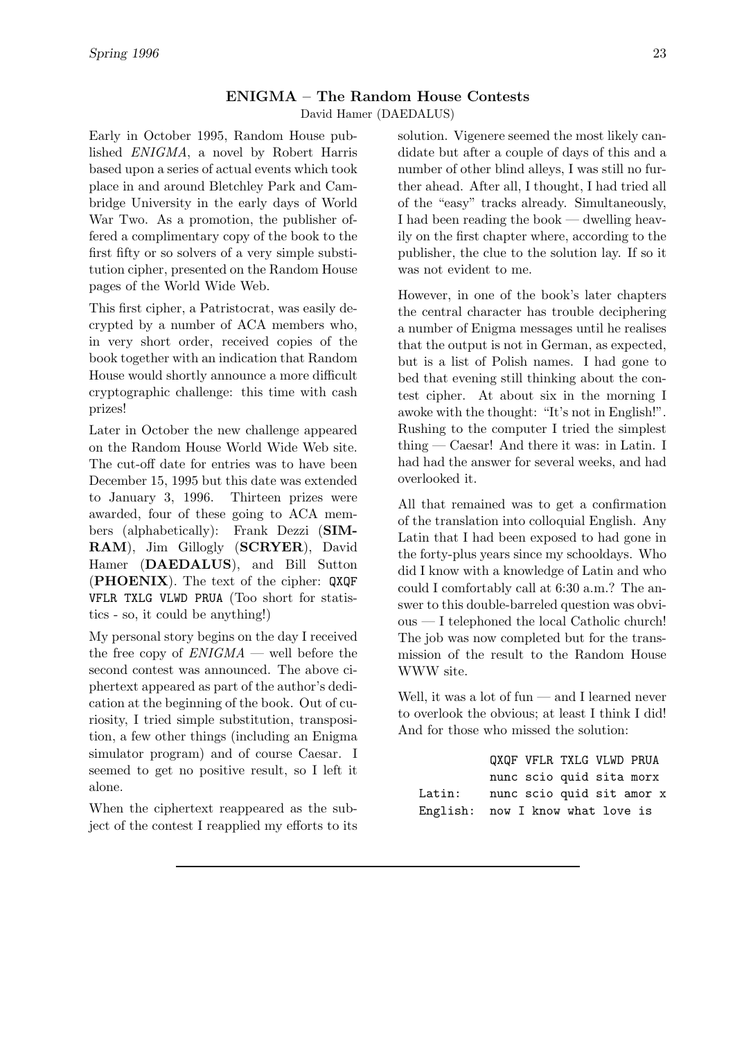## ENIGMA – The Random House Contests

David Hamer (DAEDALUS)

Early in October 1995, Random House published *ENIGMA*, a novel by Robert Harris based upon a series of actual events which took place in and around Bletchley Park and Cambridge University in the early days of World War Two. As a promotion, the publisher offered a complimentary copy of the book to the first fifty or so solvers of a very simple substitution cipher, presented on the Random House pages of the World Wide Web.

This first cipher, a Patristocrat, was easily decrypted by a number of ACA members who, in very short order, received copies of the book together with an indication that Random House would shortly announce a more difficult cryptographic challenge: this time with cash prizes!

Later in October the new challenge appeared on the Random House World Wide Web site. The cut-off date for entries was to have been December 15, 1995 but this date was extended to January 3, 1996. Thirteen prizes were awarded, four of these going to ACA members (alphabetically): Frank Dezzi (**SIMRAM**), Jim Gillogly (**SCRYER**), David Hamer (**DAEDALUS**), and Bill Sutton (**PHOENIX**). The text of the cipher: `QXQF VFLR TXLG VLWD PRUA` (Too short for statistics - so, it could be anything!)

My personal story begins on the day I received the free copy of *ENIGMA* — well before the second contest was announced. The above ciphertext appeared as part of the author's dedication at the beginning of the book. Out of curiosity, I tried simple substitution, transposition, a few other things (including an Enigma simulator program) and of course Caesar. I seemed to get no positive result, so I left it alone.

When the ciphertext reappeared as the subject of the contest I reapplied my efforts to its solution. Vigenere seemed the most likely candidate but after a couple of days of this and a number of other blind alleys, I was still no further ahead. After all, I thought, I had tried all of the "easy" tracks already. Simultaneously, I had been reading the book — dwelling heavily on the first chapter where, according to the publisher, the clue to the solution lay. If so it was not evident to me.

However, in one of the book's later chapters the central character has trouble deciphering a number of Enigma messages until he realises that the output is not in German, as expected, but is a list of Polish names. I had gone to bed that evening still thinking about the contest cipher. At about six in the morning I awoke with the thought: "It's not in English!". Rushing to the computer I tried the simplest thing — Caesar! And there it was: in Latin. I had had the answer for several weeks, and had overlooked it.

All that remained was to get a confirmation of the translation into colloquial English. Any Latin that I had been exposed to had gone in the forty-plus years since my schooldays. Who did I know with a knowledge of Latin and who could I comfortably call at 6:30 a.m.? The answer to this double-barreled question was obvious — I telephoned the local Catholic church! The job was now completed but for the transmission of the result to the Random House WWW site.

Well, it was a lot of fun — and I learned never to overlook the obvious; at least I think I did! And for those who missed the solution:

```
          QXQF VFLR TXLG VLWD PRUA
          nunc scio quid sita morx
Latin:    nunc scio quid sit amor x
English:  now I know what love is
```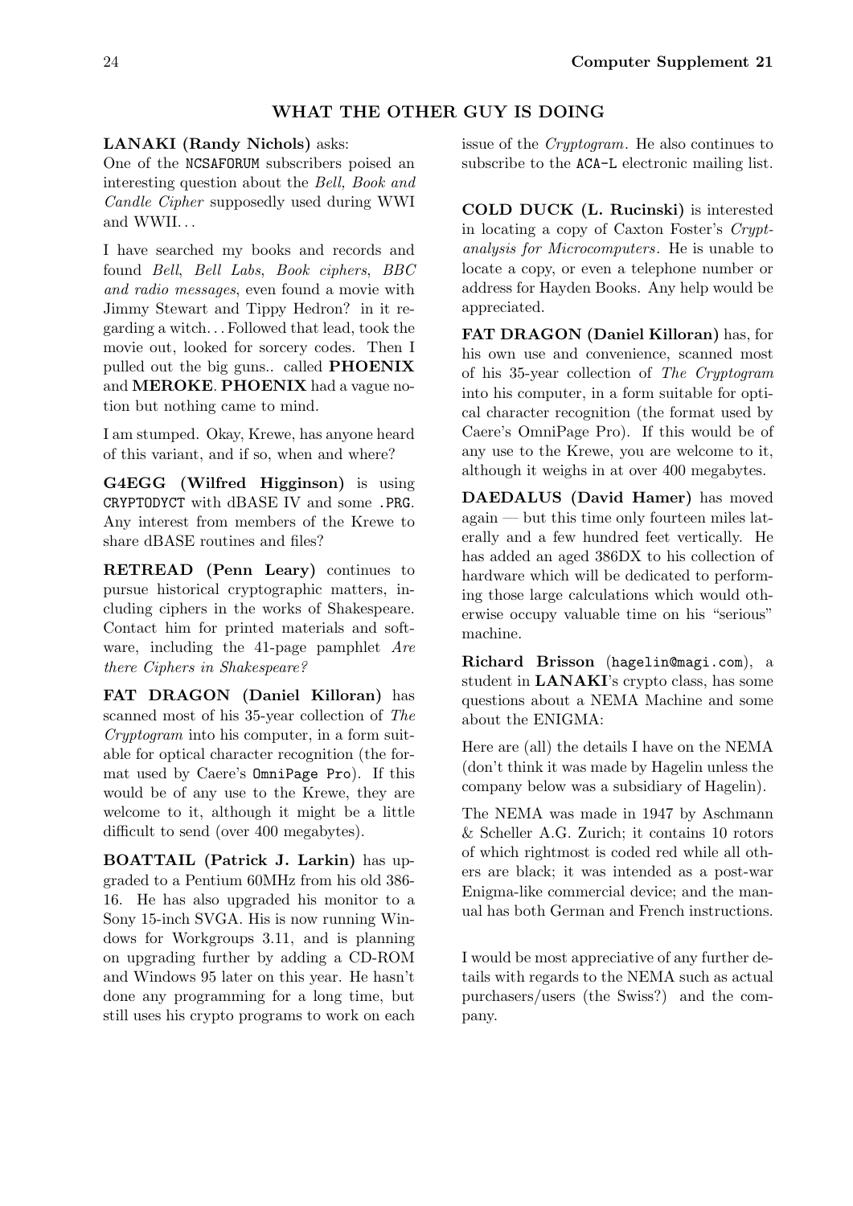## WHAT THE OTHER GUY IS DOING

**LANAKI (Randy Nichols)** asks:
One of the NCSAFORUM subscribers poised an interesting question about the *Bell, Book and Candle Cipher* supposedly used during WWI and WWII...

I have searched my books and records and found *Bell*, *Bell Labs*, *Book ciphers*, *BBC and radio messages*, even found a movie with Jimmy Stewart and Tippy Hedron? in it regarding a witch... Followed that lead, took the movie out, looked for sorcery codes. Then I pulled out the big guns.. called **PHOENIX** and **MEROKE**. **PHOENIX** had a vague notion but nothing came to mind.

I am stumped. Okay, Krewe, has anyone heard of this variant, and if so, when and where?

**G4EGG (Wilfred Higginson)** is using CRYPTODYCT with dBASE IV and some .PRG. Any interest from members of the Krewe to share dBASE routines and files?

**RETREAD (Penn Leary)** continues to pursue historical cryptographic matters, including ciphers in the works of Shakespeare. Contact him for printed materials and software, including the 41-page pamphlet *Are there Ciphers in Shakespeare?*

**FAT DRAGON (Daniel Killoran)** has scanned most of his 35-year collection of *The Cryptogram* into his computer, in a form suitable for optical character recognition (the format used by Caere's OmniPage Pro). If this would be of any use to the Krewe, they are welcome to it, although it might be a little difficult to send (over 400 megabytes).

**BOATTAIL (Patrick J. Larkin)** has upgraded to a Pentium 60MHz from his old 386-16. He has also upgraded his monitor to a Sony 15-inch SVGA. His is now running Windows for Workgroups 3.11, and is planning on upgrading further by adding a CD-ROM and Windows 95 later on this year. He hasn't done any programming for a long time, but still uses his crypto programs to work on each issue of the *Cryptogram*. He also continues to subscribe to the ACA-L electronic mailing list.

**COLD DUCK (L. Rucinski)** is interested in locating a copy of Caxton Foster's *Cryptanalysis for Microcomputers*. He is unable to locate a copy, or even a telephone number or address for Hayden Books. Any help would be appreciated.

**FAT DRAGON (Daniel Killoran)** has, for his own use and convenience, scanned most of his 35-year collection of *The Cryptogram* into his computer, in a form suitable for optical character recognition (the format used by Caere's OmniPage Pro). If this would be of any use to the Krewe, you are welcome to it, although it weighs in at over 400 megabytes.

**DAEDALUS (David Hamer)** has moved again — but this time only fourteen miles laterally and a few hundred feet vertically. He has added an aged 386DX to his collection of hardware which will be dedicated to performing those large calculations which would otherwise occupy valuable time on his "serious" machine.

**Richard Brisson** (hagelin@magi.com), a student in **LANAKI**'s crypto class, has some questions about a NEMA Machine and some about the ENIGMA:

Here are (all) the details I have on the NEMA (don't think it was made by Hagelin unless the company below was a subsidiary of Hagelin).

The NEMA was made in 1947 by Aschmann & Scheller A.G. Zurich; it contains 10 rotors of which rightmost is coded red while all others are black; it was intended as a post-war Enigma-like commercial device; and the manual has both German and French instructions.

I would be most appreciative of any further details with regards to the NEMA such as actual purchasers/users (the Swiss?) and the company.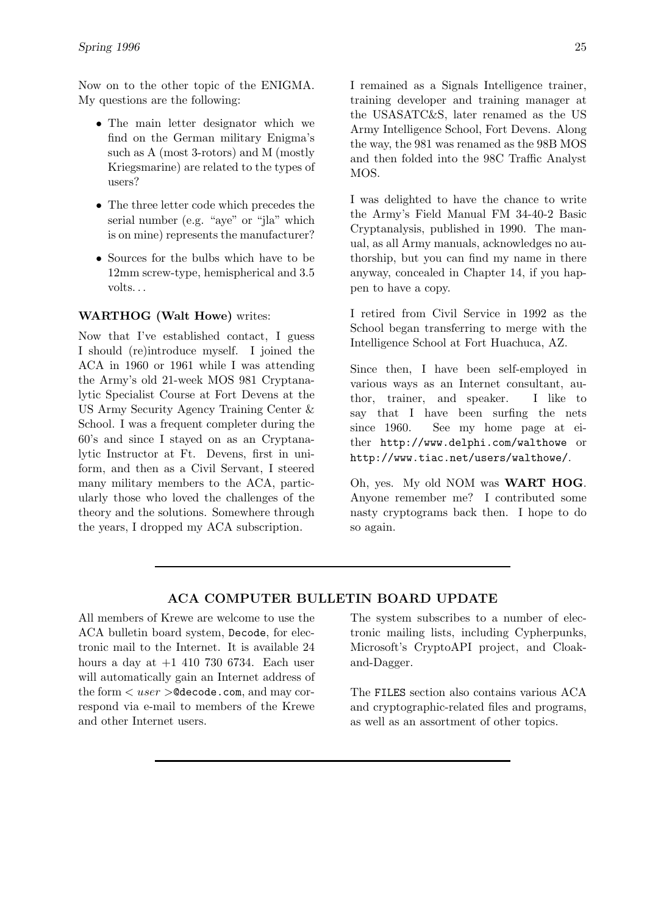Now on to the other topic of the ENIGMA. My questions are the following:

- The main letter designator which we find on the German military Enigma's such as A (most 3-rotors) and M (mostly Kriegsmarine) are related to the types of users?
- The three letter code which precedes the serial number (e.g. "aye" or "jla" which is on mine) represents the manufacturer?
- Sources for the bulbs which have to be 12mm screw-type, hemispherical and 3.5 volts...

**WARTHOG (Walt Howe)** writes:

Now that I've established contact, I guess I should (re)introduce myself. I joined the ACA in 1960 or 1961 while I was attending the Army's old 21-week MOS 981 Cryptanalytic Specialist Course at Fort Devens at the US Army Security Agency Training Center & School. I was a frequent completer during the 60's and since I stayed on as an Cryptanalytic Instructor at Ft. Devens, first in uniform, and then as a Civil Servant, I steered many military members to the ACA, particularly those who loved the challenges of the theory and the solutions. Somewhere through the years, I dropped my ACA subscription.

I remained as a Signals Intelligence trainer, training developer and training manager at the USASATC&S, later renamed as the US Army Intelligence School, Fort Devens. Along the way, the 981 was renamed as the 98B MOS and then folded into the 98C Traffic Analyst MOS.

I was delighted to have the chance to write the Army's Field Manual FM 34-40-2 Basic Cryptanalysis, published in 1990. The manual, as all Army manuals, acknowledges no authorship, but you can find my name in there anyway, concealed in Chapter 14, if you happen to have a copy.

I retired from Civil Service in 1992 as the School began transferring to merge with the Intelligence School at Fort Huachuca, AZ.

Since then, I have been self-employed in various ways as an Internet consultant, author, trainer, and speaker. I like to say that I have been surfing the nets since 1960. See my home page at either `http://www.delphi.com/walthowe` or `http://www.tiac.net/users/walthowe/`.

Oh, yes. My old NOM was **WART HOG**. Anyone remember me? I contributed some nasty cryptograms back then. I hope to do so again.

---

## ACA COMPUTER BULLETIN BOARD UPDATE

All members of Krewe are welcome to use the ACA bulletin board system, `Decode`, for electronic mail to the Internet. It is available 24 hours a day at +1 410 730 6734. Each user will automatically gain an Internet address of the form < *user* >`@decode.com`, and may correspond via e-mail to members of the Krewe and other Internet users.

The system subscribes to a number of electronic mailing lists, including Cypherpunks, Microsoft's CryptoAPI project, and Cloak-and-Dagger.

The `FILES` section also contains various ACA and cryptographic-related files and programs, as well as an assortment of other topics.

---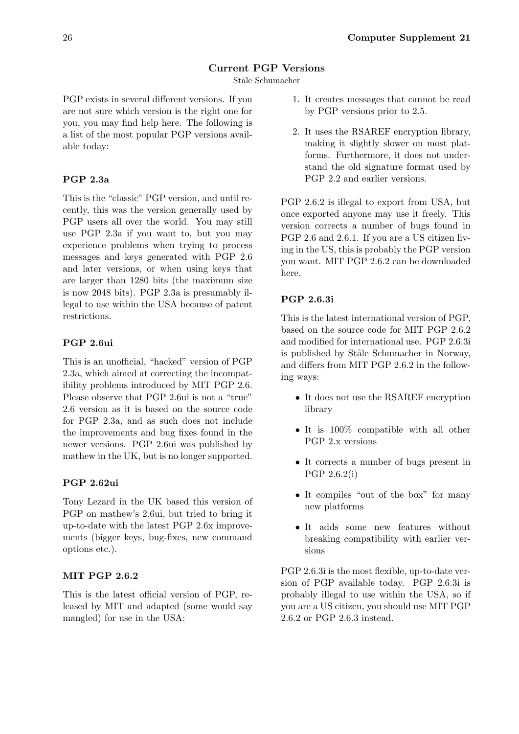## Current PGP Versions

Ståle Schumacher

PGP exists in several different versions. If you are not sure which version is the right one for you, you may find help here. The following is a list of the most popular PGP versions available today:

### PGP 2.3a

This is the "classic" PGP version, and until recently, this was the version generally used by PGP users all over the world. You may still use PGP 2.3a if you want to, but you may experience problems when trying to process messages and keys generated with PGP 2.6 and later versions, or when using keys that are larger than 1280 bits (the maximum size is now 2048 bits). PGP 2.3a is presumably illegal to use within the USA because of patent restrictions.

### PGP 2.6ui

This is an unofficial, "hacked" version of PGP 2.3a, which aimed at correcting the incompatibility problems introduced by MIT PGP 2.6. Please observe that PGP 2.6ui is not a "true" 2.6 version as it is based on the source code for PGP 2.3a, and as such does not include the improvements and bug fixes found in the newer versions. PGP 2.6ui was published by mathew in the UK, but is no longer supported.

### PGP 2.62ui

Tony Lezard in the UK based this version of PGP on mathew's 2.6ui, but tried to bring it up-to-date with the latest PGP 2.6x improvements (bigger keys, bug-fixes, new command options etc.).

### MIT PGP 2.6.2

This is the latest official version of PGP, released by MIT and adapted (some would say mangled) for use in the USA:

1. It creates messages that cannot be read by PGP versions prior to 2.5.
2. It uses the RSAREF encryption library, making it slightly slower on most platforms. Furthermore, it does not understand the old signature format used by PGP 2.2 and earlier versions.

PGP 2.6.2 is illegal to export from USA, but once exported anyone may use it freely. This version corrects a number of bugs found in PGP 2.6 and 2.6.1. If you are a US citizen living in the US, this is probably the PGP version you want. MIT PGP 2.6.2 can be downloaded here.

### PGP 2.6.3i

This is the latest international version of PGP, based on the source code for MIT PGP 2.6.2 and modified for international use. PGP 2.6.3i is published by Ståle Schumacher in Norway, and differs from MIT PGP 2.6.2 in the following ways:

- It does not use the RSAREF encryption library
- It is 100% compatible with all other PGP 2.x versions
- It corrects a number of bugs present in PGP 2.6.2(i)
- It compiles "out of the box" for many new platforms
- It adds some new features without breaking compatibility with earlier versions

PGP 2.6.3i is the most flexible, up-to-date version of PGP available today. PGP 2.6.3i is probably illegal to use within the USA, so if you are a US citizen, you should use MIT PGP 2.6.2 or PGP 2.6.3 instead.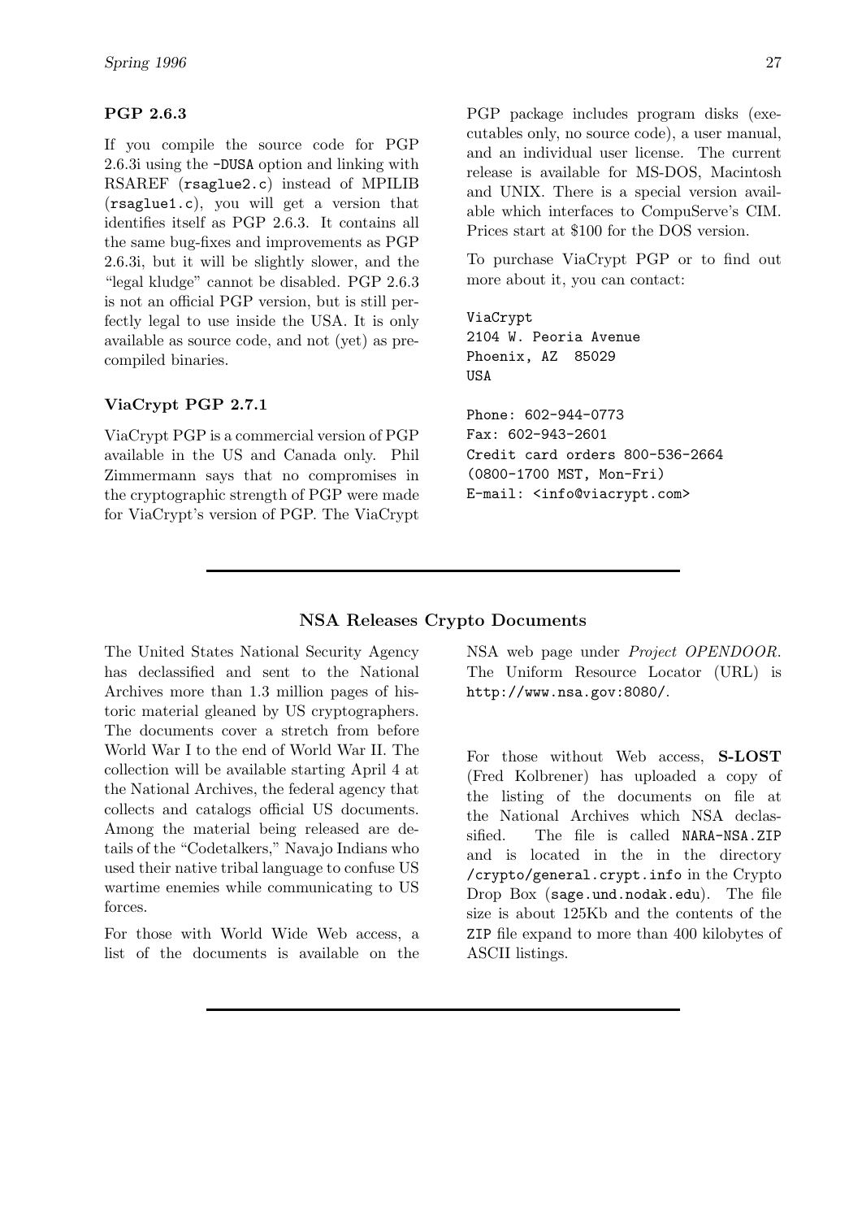### PGP 2.6.3

If you compile the source code for PGP 2.6.3i using the `-DUSA` option and linking with RSAREF (`rsaglue2.c`) instead of MPILIB (`rsaglue1.c`), you will get a version that identifies itself as PGP 2.6.3. It contains all the same bug-fixes and improvements as PGP 2.6.3i, but it will be slightly slower, and the "legal kludge" cannot be disabled. PGP 2.6.3 is not an official PGP version, but is still perfectly legal to use inside the USA. It is only available as source code, and not (yet) as pre-compiled binaries.

### ViaCrypt PGP 2.7.1

ViaCrypt PGP is a commercial version of PGP available in the US and Canada only. Phil Zimmermann says that no compromises in the cryptographic strength of PGP were made for ViaCrypt's version of PGP. The ViaCrypt PGP package includes program disks (executables only, no source code), a user manual, and an individual user license. The current release is available for MS-DOS, Macintosh and UNIX. There is a special version available which interfaces to CompuServe's CIM. Prices start at $100 for the DOS version.

To purchase ViaCrypt PGP or to find out more about it, you can contact:

```
ViaCrypt
2104 W. Peoria Avenue
Phoenix, AZ  85029
USA

Phone: 602-944-0773
Fax: 602-943-2601
Credit card orders 800-536-2664
(0800-1700 MST, Mon-Fri)
E-mail: <info@viacrypt.com>
```

---

## NSA Releases Crypto Documents

The United States National Security Agency has declassified and sent to the National Archives more than 1.3 million pages of historic material gleaned by US cryptographers. The documents cover a stretch from before World War I to the end of World War II. The collection will be available starting April 4 at the National Archives, the federal agency that collects and catalogs official US documents. Among the material being released are details of the "Codetalkers," Navajo Indians who used their native tribal language to confuse US wartime enemies while communicating to US forces.

For those with World Wide Web access, a list of the documents is available on the NSA web page under *Project OPENDOOR*. The Uniform Resource Locator (URL) is `http://www.nsa.gov:8080/`.

For those without Web access, **S-LOST** (Fred Kolbrener) has uploaded a copy of the listing of the documents on file at the National Archives which NSA declassified. The file is called `NARA-NSA.ZIP` and is located in the in the directory `/crypto/general.crypt.info` in the Crypto Drop Box (`sage.und.nodak.edu`). The file size is about 125Kb and the contents of the `ZIP` file expand to more than 400 kilobytes of ASCII listings.

---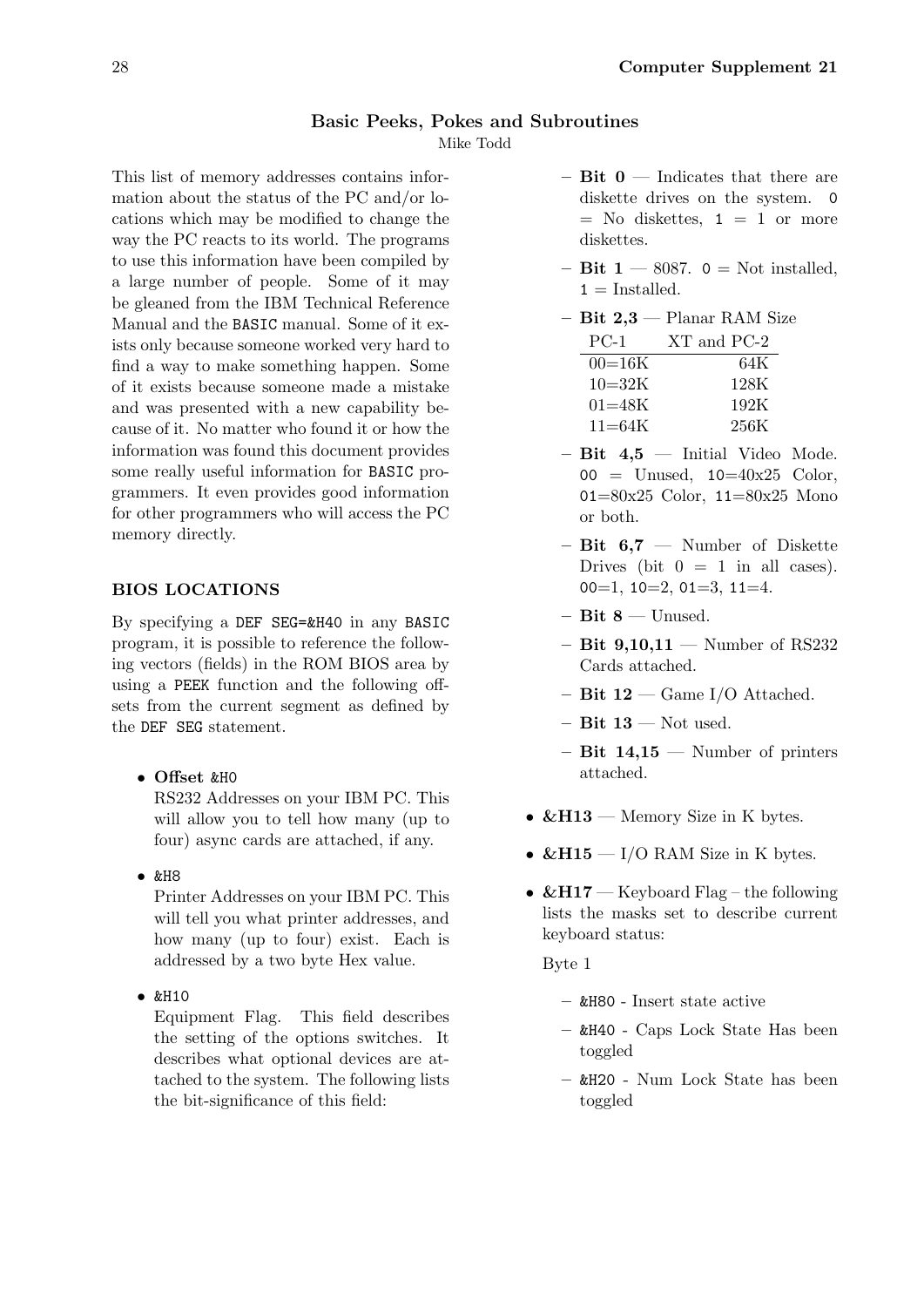## Basic Peeks, Pokes and Subroutines

Mike Todd

This list of memory addresses contains information about the status of the PC and/or locations which may be modified to change the way the PC reacts to its world. The programs to use this information have been compiled by a large number of people. Some of it may be gleaned from the IBM Technical Reference Manual and the `BASIC` manual. Some of it exists only because someone worked very hard to find a way to make something happen. Some of it exists because someone made a mistake and was presented with a new capability because of it. No matter who found it or how the information was found this document provides some really useful information for `BASIC` programmers. It even provides good information for other programmers who will access the PC memory directly.

### BIOS LOCATIONS

By specifying a `DEF SEG=&H40` in any `BASIC` program, it is possible to reference the following vectors (fields) in the ROM BIOS area by using a `PEEK` function and the following offsets from the current segment as defined by the `DEF SEG` statement.

- **Offset** `&H0`
  RS232 Addresses on your IBM PC. This will allow you to tell how many (up to four) async cards are attached, if any.
- `&H8`
  Printer Addresses on your IBM PC. This will tell you what printer addresses, and how many (up to four) exist. Each is addressed by a two byte Hex value.
- `&H10`
  Equipment Flag. This field describes the setting of the options switches. It describes what optional devices are attached to the system. The following lists the bit-significance of this field:
  - **Bit 0** — Indicates that there are diskette drives on the system. `0` = No diskettes, `1` = 1 or more diskettes.
  - **Bit 1** — 8087. `0` = Not installed, `1` = Installed.
  - **Bit 2,3** — Planar RAM Size

    | PC-1 | XT and PC-2 |
    |---|---|
    | 00=16K | 64K |
    | 10=32K | 128K |
    | 01=48K | 192K |
    | 11=64K | 256K |

  - **Bit 4,5** — Initial Video Mode. `00` = Unused, `10`=40x25 Color, `01`=80x25 Color, `11`=80x25 Mono or both.
  - **Bit 6,7** — Number of Diskette Drives (bit 0 = 1 in all cases). `00`=1, `10`=2, `01`=3, `11`=4.
  - **Bit 8** — Unused.
  - **Bit 9,10,11** — Number of RS232 Cards attached.
  - **Bit 12** — Game I/O Attached.
  - **Bit 13** — Not used.
  - **Bit 14,15** — Number of printers attached.
- **&H13** — Memory Size in K bytes.
- **&H15** — I/O RAM Size in K bytes.
- **&H17** — Keyboard Flag – the following lists the masks set to describe current keyboard status:

  Byte 1

  - `&H80` - Insert state active
  - `&H40` - Caps Lock State Has been toggled
  - `&H20` - Num Lock State has been toggled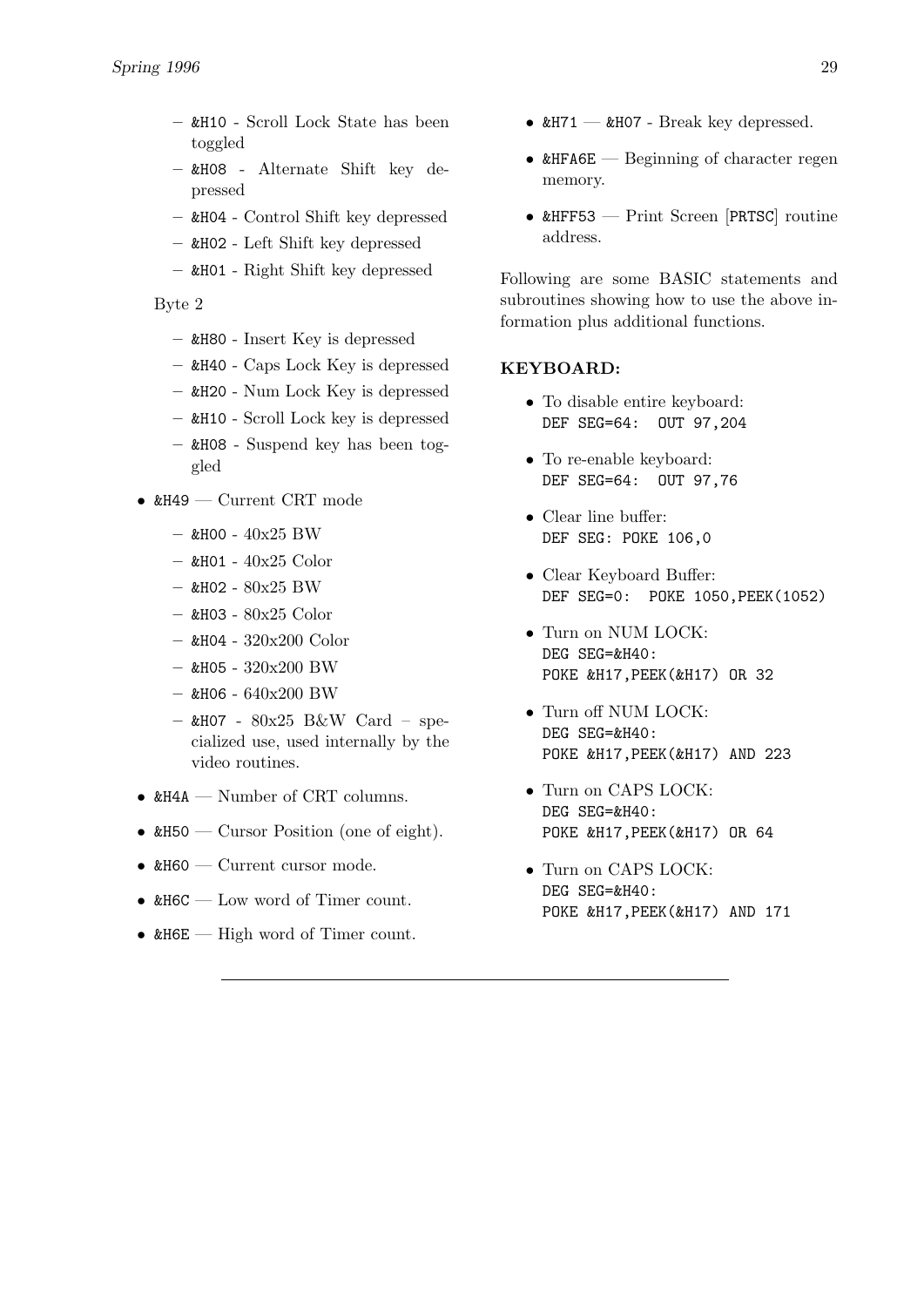- &H10 - Scroll Lock State has been toggled
- &H08 - Alternate Shift key depressed
- &H04 - Control Shift key depressed
- &H02 - Left Shift key depressed
- &H01 - Right Shift key depressed

Byte 2

- &H80 - Insert Key is depressed
- &H40 - Caps Lock Key is depressed
- &H20 - Num Lock Key is depressed
- &H10 - Scroll Lock key is depressed
- &H08 - Suspend key has been toggled

- &H49 — Current CRT mode
  - &H00 - 40x25 BW
  - &H01 - 40x25 Color
  - &H02 - 80x25 BW
  - &H03 - 80x25 Color
  - &H04 - 320x200 Color
  - &H05 - 320x200 BW
  - &H06 - 640x200 BW
  - &H07 - 80x25 B&W Card – specialized use, used internally by the video routines.
- &H4A — Number of CRT columns.
- &H50 — Cursor Position (one of eight).
- &H60 — Current cursor mode.
- &H6C — Low word of Timer count.
- &H6E — High word of Timer count.
- &H71 — &H07 - Break key depressed.
- &HFA6E — Beginning of character regen memory.
- &HFF53 — Print Screen [PRTSC] routine address.

Following are some BASIC statements and subroutines showing how to use the above information plus additional functions.

**KEYBOARD:**

- To disable entire keyboard:
  `DEF SEG=64:  OUT 97,204`
- To re-enable keyboard:
  `DEF SEG=64:  OUT 97,76`
- Clear line buffer:
  `DEF SEG: POKE 106,0`
- Clear Keyboard Buffer:
  `DEF SEG=0:  POKE 1050,PEEK(1052)`
- Turn on NUM LOCK:
  ```
  DEG SEG=&H40:
  POKE &H17,PEEK(&H17) OR 32
  ```
- Turn off NUM LOCK:
  ```
  DEG SEG=&H40:
  POKE &H17,PEEK(&H17) AND 223
  ```
- Turn on CAPS LOCK:
  ```
  DEG SEG=&H40:
  POKE &H17,PEEK(&H17) OR 64
  ```
- Turn on CAPS LOCK:
  ```
  DEG SEG=&H40:
  POKE &H17,PEEK(&H17) AND 171
  ```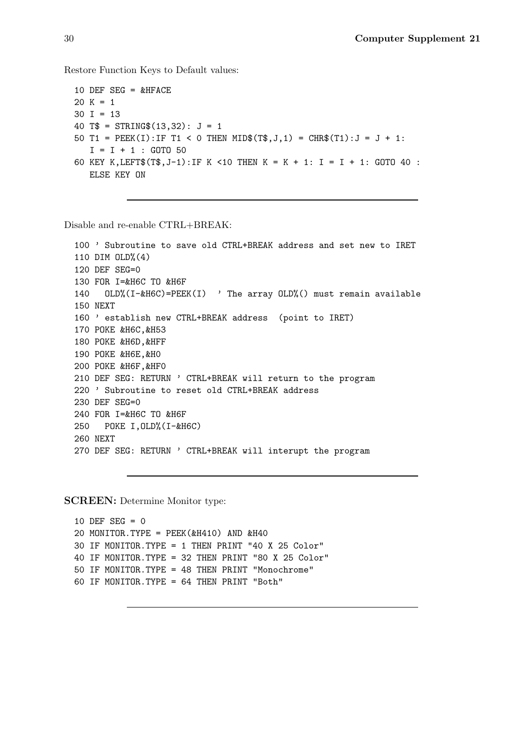Restore Function Keys to Default values:

```
10 DEF SEG = &HFACE
20 K = 1
30 I = 13
40 T$ = STRING$(13,32): J = 1
50 T1 = PEEK(I):IF T1 < 0 THEN MID$(T$,J,1) = CHR$(T1):J = J + 1:
   I = I + 1 : GOTO 50
60 KEY K,LEFT$(T$,J-1):IF K <10 THEN K = K + 1: I = I + 1: GOTO 40 :
   ELSE KEY ON
```

---

Disable and re-enable CTRL+BREAK:

```
100 ' Subroutine to save old CTRL+BREAK address and set new to IRET
110 DIM OLD%(4)
120 DEF SEG=0
130 FOR I=&H6C TO &H6F
140   OLD%(I-&H6C)=PEEK(I)  ' The array OLD%() must remain available
150 NEXT
160 ' establish new CTRL+BREAK address  (point to IRET)
170 POKE &H6C,&H53
180 POKE &H6D,&HFF
190 POKE &H6E,&H0
200 POKE &H6F,&HF0
210 DEF SEG: RETURN ' CTRL+BREAK will return to the program
220 ' Subroutine to reset old CTRL+BREAK address
230 DEF SEG=0
240 FOR I=&H6C TO &H6F
250   POKE I,OLD%(I-&H6C)
260 NEXT
270 DEF SEG: RETURN ' CTRL+BREAK will interupt the program
```

---

**SCREEN:** Determine Monitor type:

```
10 DEF SEG = 0
20 MONITOR.TYPE = PEEK(&H410) AND &H40
30 IF MONITOR.TYPE = 1 THEN PRINT "40 X 25 Color"
40 IF MONITOR.TYPE = 32 THEN PRINT "80 X 25 Color"
50 IF MONITOR.TYPE = 48 THEN PRINT "Monochrome"
60 IF MONITOR.TYPE = 64 THEN PRINT "Both"
```

---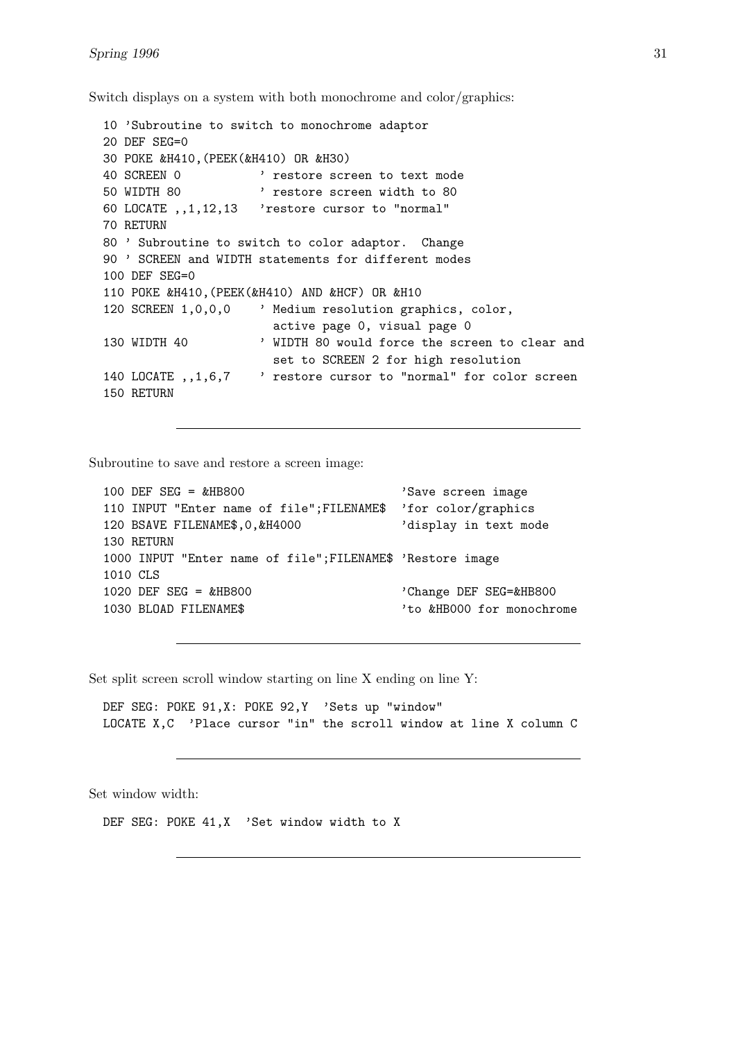Switch displays on a system with both monochrome and color/graphics:

```
10 'Subroutine to switch to monochrome adaptor
20 DEF SEG=0
30 POKE &H410,(PEEK(&H410) OR &H30)
40 SCREEN 0           ' restore screen to text mode
50 WIDTH 80           ' restore screen width to 80
60 LOCATE ,,1,12,13   'restore cursor to "normal"
70 RETURN
80 ' Subroutine to switch to color adaptor.  Change
90 ' SCREEN and WIDTH statements for different modes
100 DEF SEG=0
110 POKE &H410,(PEEK(&H410) AND &HCF) OR &H10
120 SCREEN 1,0,0,0    ' Medium resolution graphics, color,
                        active page 0, visual page 0
130 WIDTH 40          ' WIDTH 80 would force the screen to clear and
                        set to SCREEN 2 for high resolution
140 LOCATE ,,1,6,7    ' restore cursor to "normal" for color screen
150 RETURN
```

---

Subroutine to save and restore a screen image:

```
100 DEF SEG = &HB800                             'Save screen image
110 INPUT "Enter name of file";FILENAME$  'for color/graphics
120 BSAVE FILENAME$,0,&H4000                     'display in text mode
130 RETURN
1000 INPUT "Enter name of file";FILENAME$ 'Restore image
1010 CLS
1020 DEF SEG = &HB800                            'Change DEF SEG=&HB800
1030 BLOAD FILENAME$                             'to &HB000 for monochrome
```

---

Set split screen scroll window starting on line X ending on line Y:

```
DEF SEG: POKE 91,X: POKE 92,Y  'Sets up "window"
LOCATE X,C  'Place cursor "in" the scroll window at line X column C
```

---

Set window width:

```
DEF SEG: POKE 41,X  'Set window width to X
```

---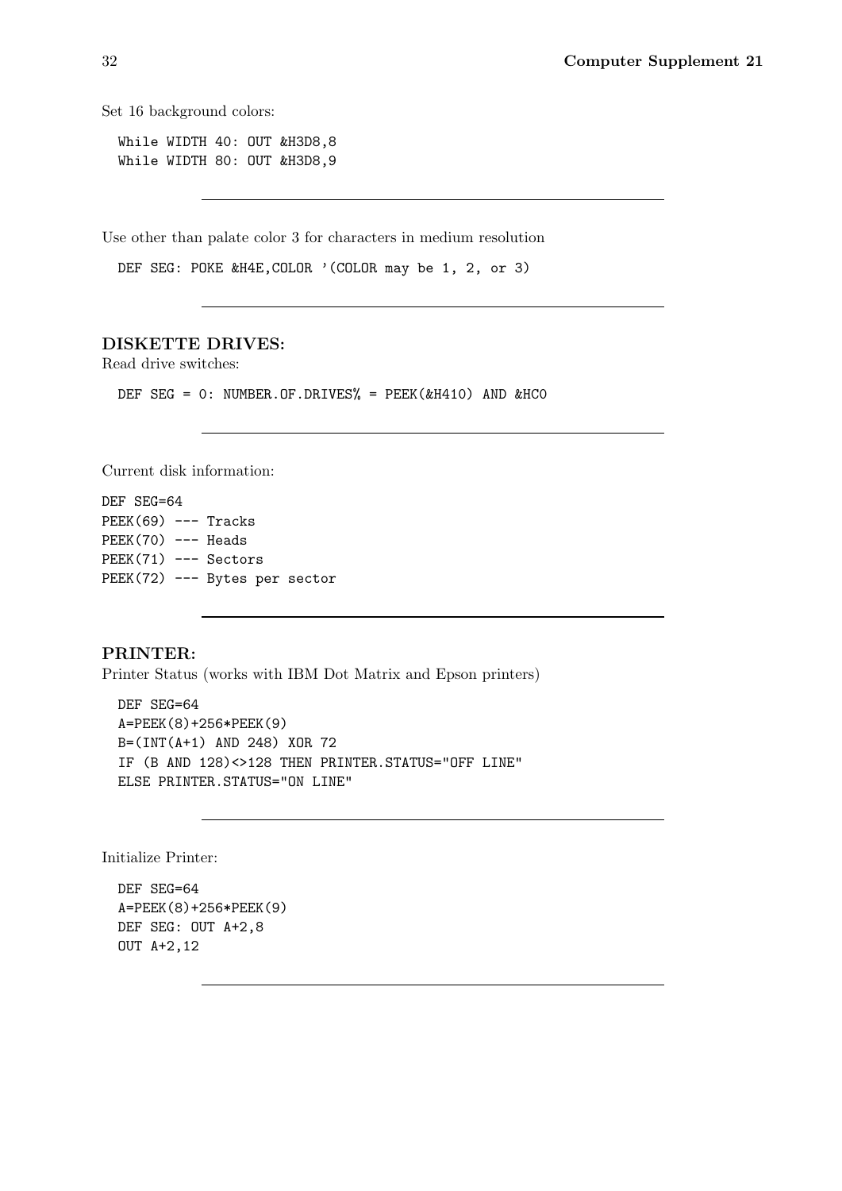Set 16 background colors:

```
While WIDTH 40: OUT &H3D8,8
While WIDTH 80: OUT &H3D8,9
```

---

Use other than palate color 3 for characters in medium resolution

```
DEF SEG: POKE &H4E,COLOR '(COLOR may be 1, 2, or 3)
```

---

## DISKETTE DRIVES:

Read drive switches:

```
DEF SEG = 0: NUMBER.OF.DRIVES% = PEEK(&H410) AND &HC0
```

---

Current disk information:

```
DEF SEG=64
PEEK(69) --- Tracks
PEEK(70) --- Heads
PEEK(71) --- Sectors
PEEK(72) --- Bytes per sector
```

---

## PRINTER:

Printer Status (works with IBM Dot Matrix and Epson printers)

```
DEF SEG=64
A=PEEK(8)+256*PEEK(9)
B=(INT(A+1) AND 248) XOR 72
IF (B AND 128)<>128 THEN PRINTER.STATUS="OFF LINE"
ELSE PRINTER.STATUS="ON LINE"
```

---

Initialize Printer:

```
DEF SEG=64
A=PEEK(8)+256*PEEK(9)
DEF SEG: OUT A+2,8
OUT A+2,12
```

---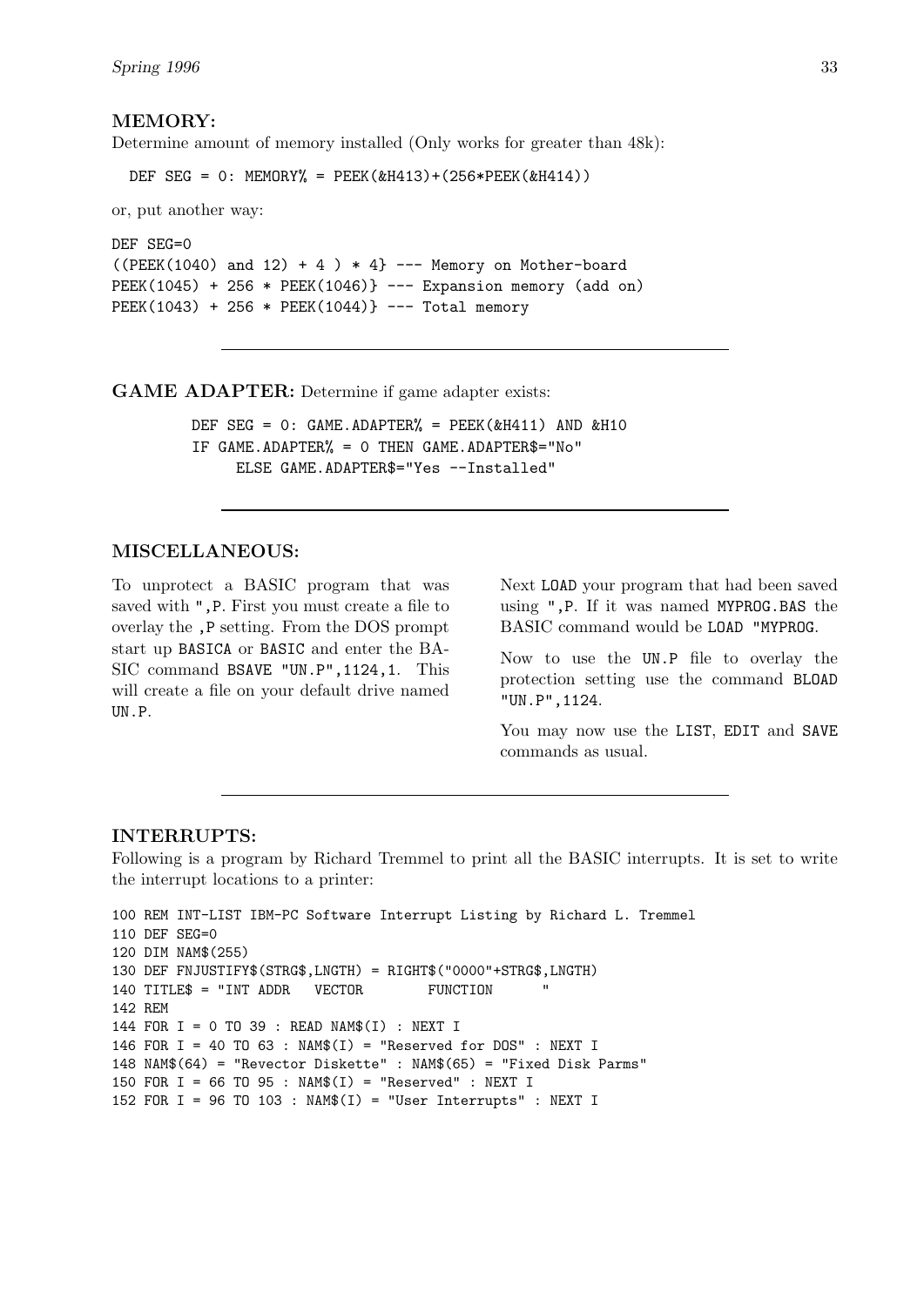### MEMORY:

Determine amount of memory installed (Only works for greater than 48k):

```
DEF SEG = 0: MEMORY% = PEEK(&H413)+(256*PEEK(&H414))
```

or, put another way:

```
DEF SEG=0
((PEEK(1040) and 12) + 4 ) * 4} --- Memory on Mother-board
PEEK(1045) + 256 * PEEK(1046)} --- Expansion memory (add on)
PEEK(1043) + 256 * PEEK(1044)} --- Total memory
```

---

**GAME ADAPTER:** Determine if game adapter exists:

```
DEF SEG = 0: GAME.ADAPTER% = PEEK(&H411) AND &H10
IF GAME.ADAPTER% = 0 THEN GAME.ADAPTER$="No"
     ELSE GAME.ADAPTER$="Yes --Installed"
```

---

### MISCELLANEOUS:

To unprotect a BASIC program that was saved with ",P. First you must create a file to overlay the ,P setting. From the DOS prompt start up BASICA or BASIC and enter the BASIC command BSAVE "UN.P",1124,1. This will create a file on your default drive named UN.P.

Next LOAD your program that had been saved using ",P. If it was named MYPROG.BAS the BASIC command would be LOAD "MYPROG.

Now to use the UN.P file to overlay the protection setting use the command BLOAD "UN.P",1124.

You may now use the LIST, EDIT and SAVE commands as usual.

---

### INTERRUPTS:

Following is a program by Richard Tremmel to print all the BASIC interrupts. It is set to write the interrupt locations to a printer:

```
100 REM INT-LIST IBM-PC Software Interrupt Listing by Richard L. Tremmel
110 DEF SEG=0
120 DIM NAM$(255)
130 DEF FNJUSTIFY$(STRG$,LNGTH) = RIGHT$("0000"+STRG$,LNGTH)
140 TITLE$ = "INT ADDR   VECTOR        FUNCTION      "
142 REM
144 FOR I = 0 TO 39 : READ NAM$(I) : NEXT I
146 FOR I = 40 TO 63 : NAM$(I) = "Reserved for DOS" : NEXT I
148 NAM$(64) = "Revector Diskette" : NAM$(65) = "Fixed Disk Parms"
150 FOR I = 66 TO 95 : NAM$(I) = "Reserved" : NEXT I
152 FOR I = 96 TO 103 : NAM$(I) = "User Interrupts" : NEXT I
```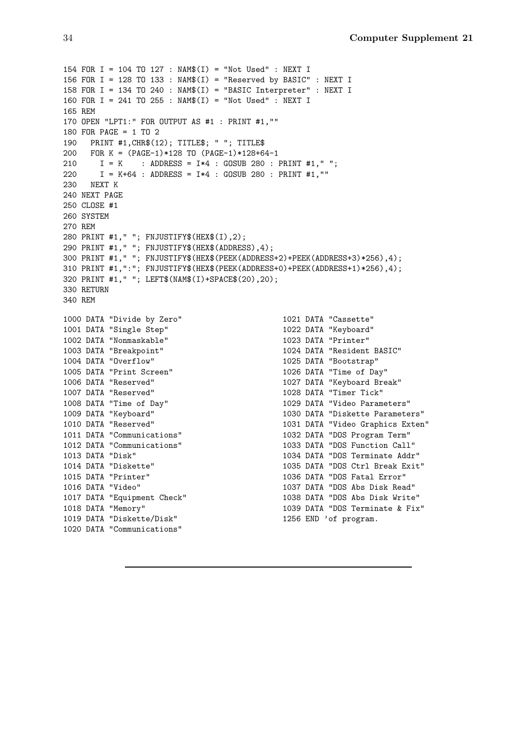```
154 FOR I = 104 TO 127 : NAM$(I) = "Not Used" : NEXT I
156 FOR I = 128 TO 133 : NAM$(I) = "Reserved by BASIC" : NEXT I
158 FOR I = 134 TO 240 : NAM$(I) = "BASIC Interpreter" : NEXT I
160 FOR I = 241 TO 255 : NAM$(I) = "Not Used" : NEXT I
165 REM
170 OPEN "LPT1:" FOR OUTPUT AS #1 : PRINT #1,""
180 FOR PAGE = 1 TO 2
190   PRINT #1,CHR$(12); TITLE$; " "; TITLE$
200   FOR K = (PAGE-1)*128 TO (PAGE-1)*128+64-1
210     I = K    : ADDRESS = I*4 : GOSUB 280 : PRINT #1," ";
220     I = K+64 : ADDRESS = I*4 : GOSUB 280 : PRINT #1,""
230   NEXT K
240 NEXT PAGE
250 CLOSE #1
260 SYSTEM
270 REM
280 PRINT #1," "; FNJUSTIFY$(HEX$(I),2);
290 PRINT #1," "; FNJUSTIFY$(HEX$(ADDRESS),4);
300 PRINT #1," "; FNJUSTIFY$(HEX$(PEEK(ADDRESS+2)+PEEK(ADDRESS+3)*256),4);
310 PRINT #1,":"; FNJUSTIFY$(HEX$(PEEK(ADDRESS+0)+PEEK(ADDRESS+1)*256),4);
320 PRINT #1," "; LEFT$(NAM$(I)+SPACE$(20),20);
330 RETURN
340 REM
1000 DATA "Divide by Zero"
1001 DATA "Single Step"
1002 DATA "Nonmaskable"
1003 DATA "Breakpoint"
1004 DATA "Overflow"
1005 DATA "Print Screen"
1006 DATA "Reserved"
1007 DATA "Reserved"
1008 DATA "Time of Day"
1009 DATA "Keyboard"
1010 DATA "Reserved"
1011 DATA "Communications"
1012 DATA "Communications"
1013 DATA "Disk"
1014 DATA "Diskette"
1015 DATA "Printer"
1016 DATA "Video"
1017 DATA "Equipment Check"
1018 DATA "Memory"
1019 DATA "Diskette/Disk"
1020 DATA "Communications"
1021 DATA "Cassette"
1022 DATA "Keyboard"
1023 DATA "Printer"
1024 DATA "Resident BASIC"
1025 DATA "Bootstrap"
1026 DATA "Time of Day"
1027 DATA "Keyboard Break"
1028 DATA "Timer Tick"
1029 DATA "Video Parameters"
1030 DATA "Diskette Parameters"
1031 DATA "Video Graphics Exten"
1032 DATA "DOS Program Term"
1033 DATA "DOS Function Call"
1034 DATA "DOS Terminate Addr"
1035 DATA "DOS Ctrl Break Exit"
1036 DATA "DOS Fatal Error"
1037 DATA "DOS Abs Disk Read"
1038 DATA "DOS Abs Disk Write"
1039 DATA "DOS Terminate & Fix"
1256 END 'of program.
```